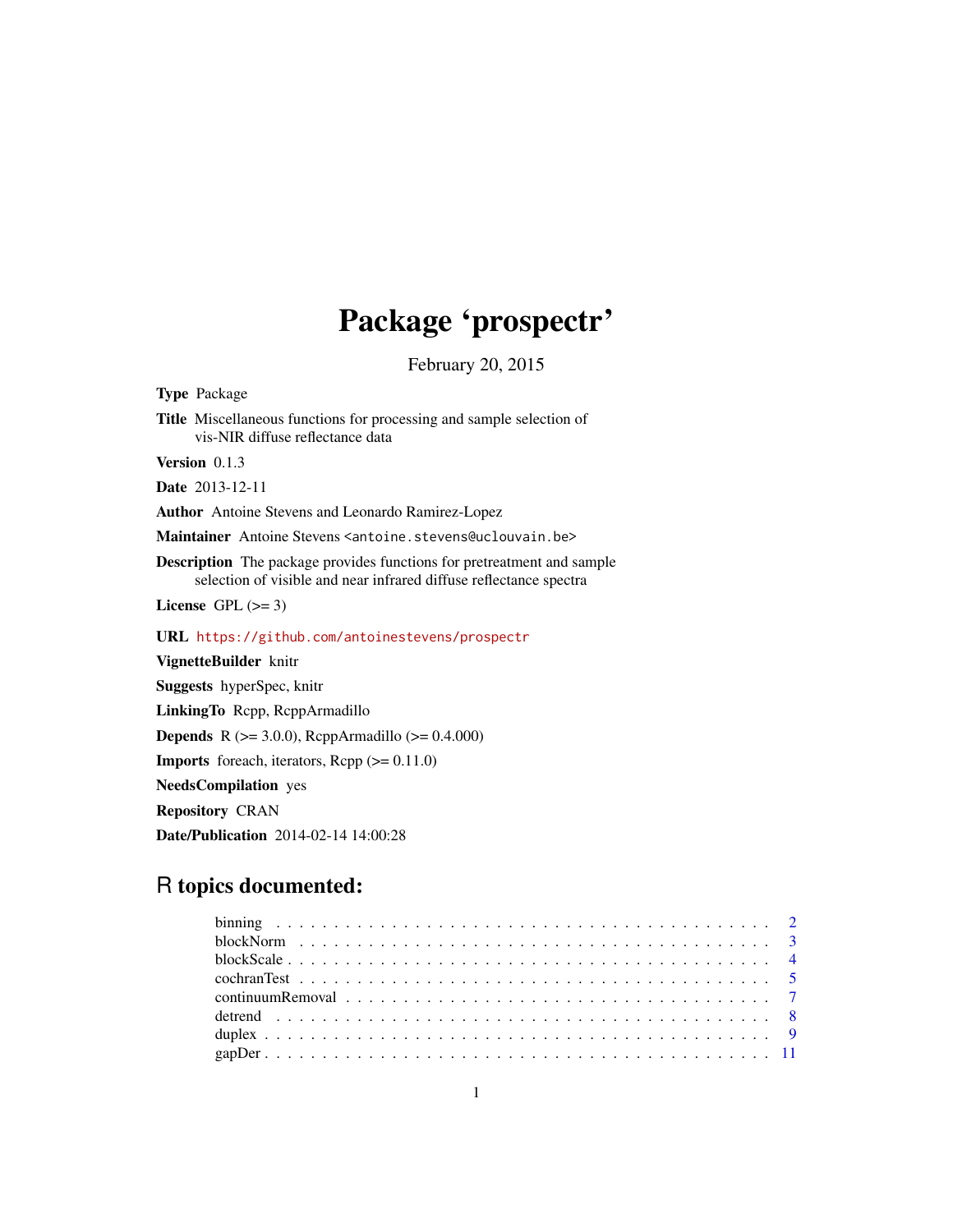# Package 'prospectr'

February 20, 2015

**Type** Package

**Title** Miscellaneous functions for processing and sample selection of vis-NIR diffuse reflectance data

**Version** 0.1.3

**Date** 2013-12-11

**Author** Antoine Stevens and Leonardo Ramirez-Lopez

**Maintainer** Antoine Stevens <antoine.stevens@uclouvain.be>

**Description** The package provides functions for pretreatment and sample selection of visible and near infrared diffuse reflectance spectra

**License** GPL (>= 3)

**URL** https://github.com/antoinestevens/prospectr

**VignetteBuilder** knitr

**Suggests** hyperSpec, knitr

**LinkingTo** Rcpp, RcppArmadillo

**Depends** R (>= 3.0.0), RcppArmadillo (>= 0.4.000)

**Imports** foreach, iterators, Rcpp (>= 0.11.0)

**NeedsCompilation** yes

**Repository** CRAN

**Date/Publication** 2014-02-14 14:00:28

## R topics documented:

binning . . . . . . . . . . . . . . . . . . . . . . . . . . . . . . . . . . . . . . . . . . 2
blockNorm . . . . . . . . . . . . . . . . . . . . . . . . . . . . . . . . . . . . . . . . 3
blockScale . . . . . . . . . . . . . . . . . . . . . . . . . . . . . . . . . . . . . . . . 4
cochranTest . . . . . . . . . . . . . . . . . . . . . . . . . . . . . . . . . . . . . . . 5
continuumRemoval . . . . . . . . . . . . . . . . . . . . . . . . . . . . . . . . . . . 7
detrend . . . . . . . . . . . . . . . . . . . . . . . . . . . . . . . . . . . . . . . . . 8
duplex . . . . . . . . . . . . . . . . . . . . . . . . . . . . . . . . . . . . . . . . . . 9
gapDer . . . . . . . . . . . . . . . . . . . . . . . . . . . . . . . . . . . . . . . . . 11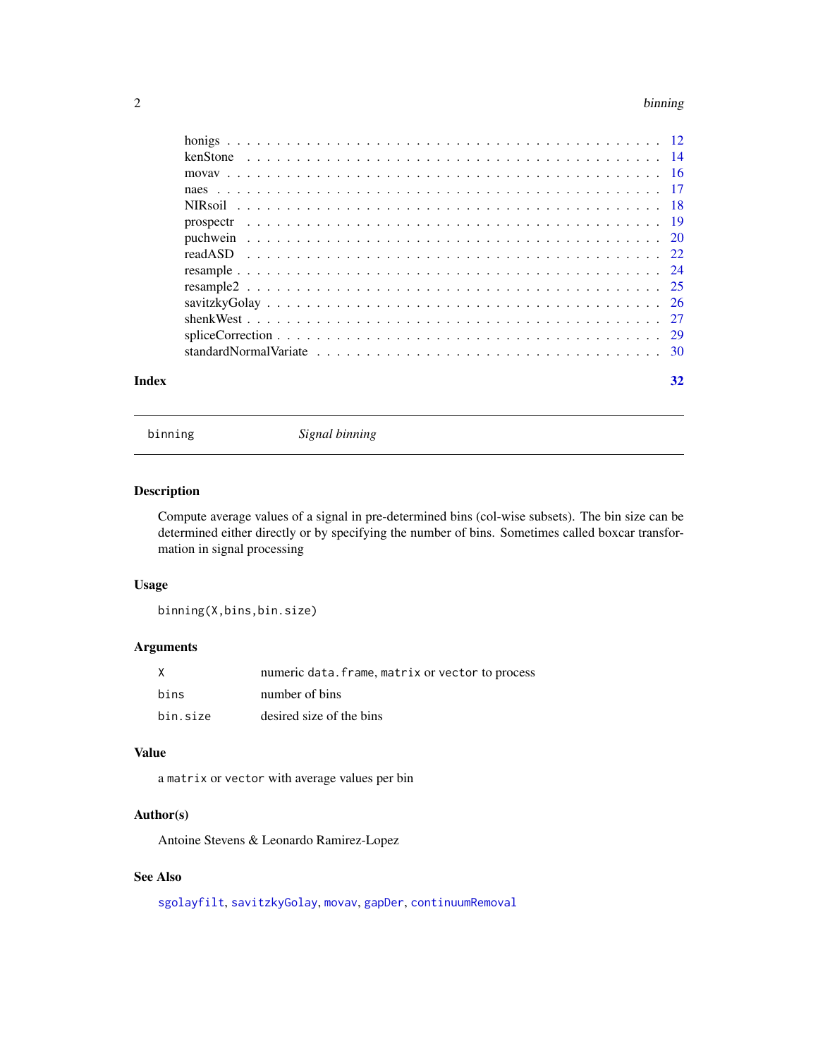honigs . . . . . . . . . . . . . . . . . . . . . . . . . . . . . . . . . . . . . . . 12
kenStone . . . . . . . . . . . . . . . . . . . . . . . . . . . . . . . . . . . . . . 14
movav . . . . . . . . . . . . . . . . . . . . . . . . . . . . . . . . . . . . . . . 16
naes . . . . . . . . . . . . . . . . . . . . . . . . . . . . . . . . . . . . . . . . 17
NIRsoil . . . . . . . . . . . . . . . . . . . . . . . . . . . . . . . . . . . . . . 18
prospectr . . . . . . . . . . . . . . . . . . . . . . . . . . . . . . . . . . . . . 19
puchwein . . . . . . . . . . . . . . . . . . . . . . . . . . . . . . . . . . . . . 20
readASD . . . . . . . . . . . . . . . . . . . . . . . . . . . . . . . . . . . . . . 22
resample . . . . . . . . . . . . . . . . . . . . . . . . . . . . . . . . . . . . . 24
resample2 . . . . . . . . . . . . . . . . . . . . . . . . . . . . . . . . . . . . . 25
savitzkyGolay . . . . . . . . . . . . . . . . . . . . . . . . . . . . . . . . . . . 26
shenkWest . . . . . . . . . . . . . . . . . . . . . . . . . . . . . . . . . . . . . 27
spliceCorrection . . . . . . . . . . . . . . . . . . . . . . . . . . . . . . . . . . 29
standardNormalVariate . . . . . . . . . . . . . . . . . . . . . . . . . . . . . . . 30

**Index** 32

---

## binning — *Signal binning*

### Description

Compute average values of a signal in pre-determined bins (col-wise subsets). The bin size can be determined either directly or by specifying the number of bins. Sometimes called boxcar transformation in signal processing

### Usage

```
binning(X,bins,bin.size)
```

### Arguments

| | |
|---|---|
| X | numeric `data.frame`, `matrix` or `vector` to process |
| bins | number of bins |
| bin.size | desired size of the bins |

### Value

a `matrix` or `vector` with average values per bin

### Author(s)

Antoine Stevens & Leonardo Ramirez-Lopez

### See Also

`sgolayfilt`, `savitzkyGolay`, `movav`, `gapDer`, `continuumRemoval`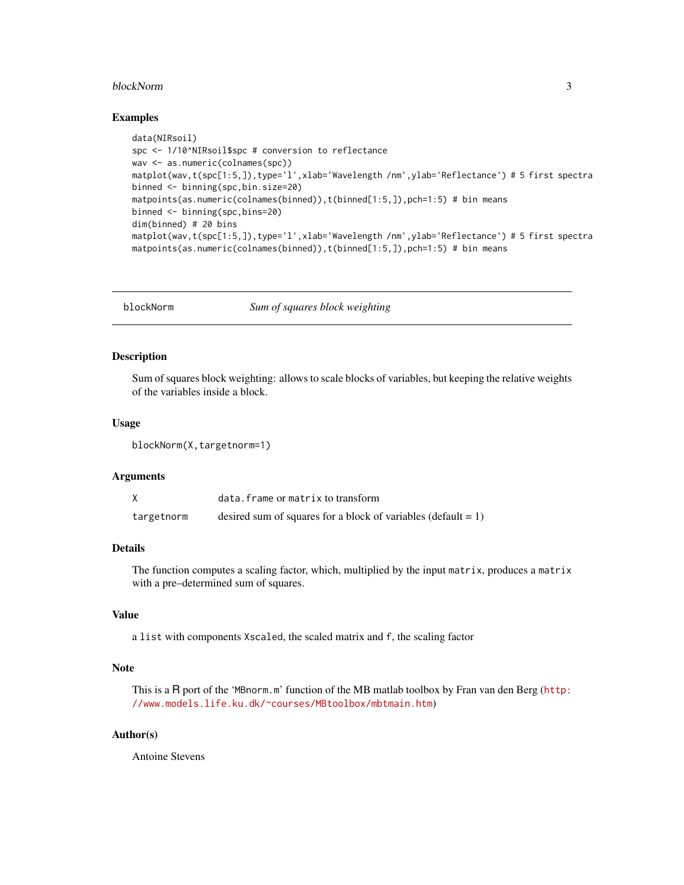## Examples

```
data(NIRsoil)
spc <- 1/10^NIRsoil$spc # conversion to reflectance
wav <- as.numeric(colnames(spc))
matplot(wav,t(spc[1:5,]),type='l',xlab='Wavelength /nm',ylab='Reflectance') # 5 first spectra
binned <- binning(spc,bin.size=20)
matpoints(as.numeric(colnames(binned)),t(binned[1:5,]),pch=1:5) # bin means
binned <- binning(spc,bins=20)
dim(binned) # 20 bins
matplot(wav,t(spc[1:5,]),type='l',xlab='Wavelength /nm',ylab='Reflectance') # 5 first spectra
matpoints(as.numeric(colnames(binned)),t(binned[1:5,]),pch=1:5) # bin means
```

---

# blockNorm — *Sum of squares block weighting*

---

## Description

Sum of squares block weighting: allows to scale blocks of variables, but keeping the relative weights of the variables inside a block.

## Usage

```
blockNorm(X,targetnorm=1)
```

## Arguments

| | |
|---|---|
| X | `data.frame` or `matrix` to transform |
| targetnorm | desired sum of squares for a block of variables (default = 1) |

## Details

The function computes a scaling factor, which, multiplied by the input `matrix`, produces a `matrix` with a pre–determined sum of squares.

## Value

a `list` with components `Xscaled`, the scaled matrix and `f`, the scaling factor

## Note

This is a R port of the '`MBnorm.m`' function of the MB matlab toolbox by Fran van den Berg (http://www.models.life.ku.dk/~courses/MBtoolbox/mbtmain.htm)

## Author(s)

Antoine Stevens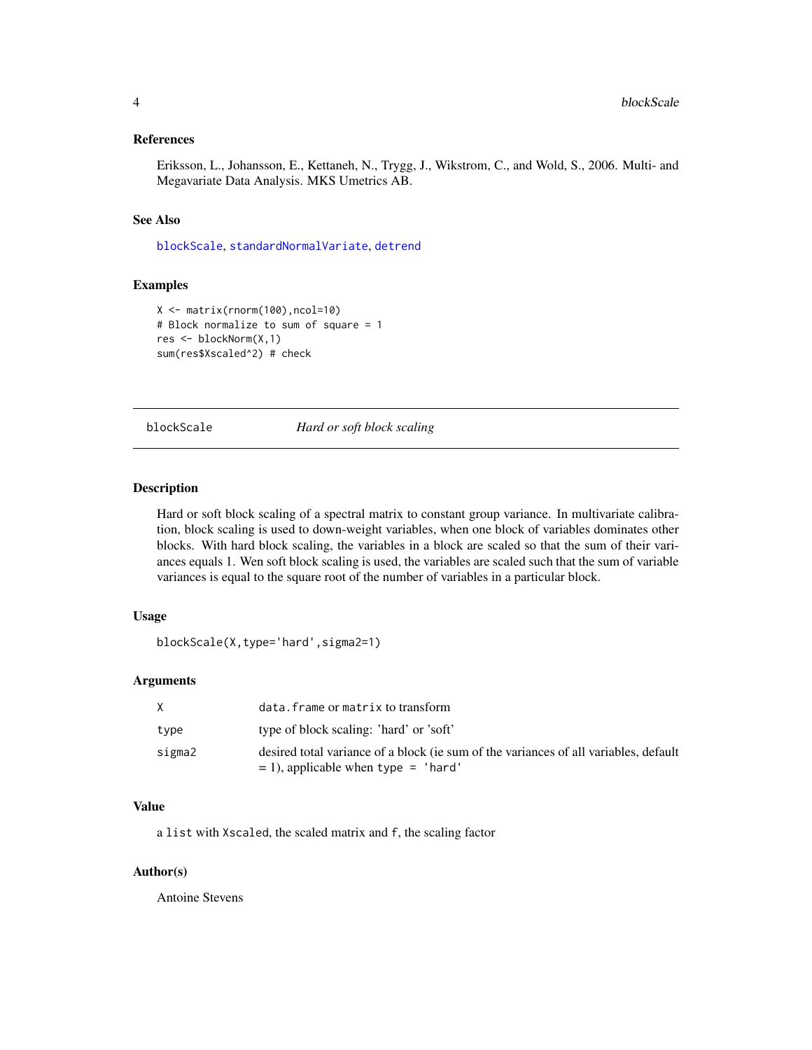### References

Eriksson, L., Johansson, E., Kettaneh, N., Trygg, J., Wikstrom, C., and Wold, S., 2006. Multi- and Megavariate Data Analysis. MKS Umetrics AB.

### See Also

`blockScale`, `standardNormalVariate`, `detrend`

### Examples

```
X <- matrix(rnorm(100),ncol=10)
# Block normalize to sum of square = 1
res <- blockNorm(X,1)
sum(res$Xscaled^2) # check
```

---

## blockScale *Hard or soft block scaling*

---

### Description

Hard or soft block scaling of a spectral matrix to constant group variance. In multivariate calibration, block scaling is used to down-weight variables, when one block of variables dominates other blocks. With hard block scaling, the variables in a block are scaled so that the sum of their variances equals 1. Wen soft block scaling is used, the variables are scaled such that the sum of variable variances is equal to the square root of the number of variables in a particular block.

### Usage

```
blockScale(X,type='hard',sigma2=1)
```

### Arguments

| | |
|---|---|
| X | `data.frame` or `matrix` to transform |
| type | type of block scaling: 'hard' or 'soft' |
| sigma2 | desired total variance of a block (ie sum of the variances of all variables, default = 1), applicable when `type = 'hard'` |

### Value

a `list` with `Xscaled`, the scaled matrix and `f`, the scaling factor

### Author(s)

Antoine Stevens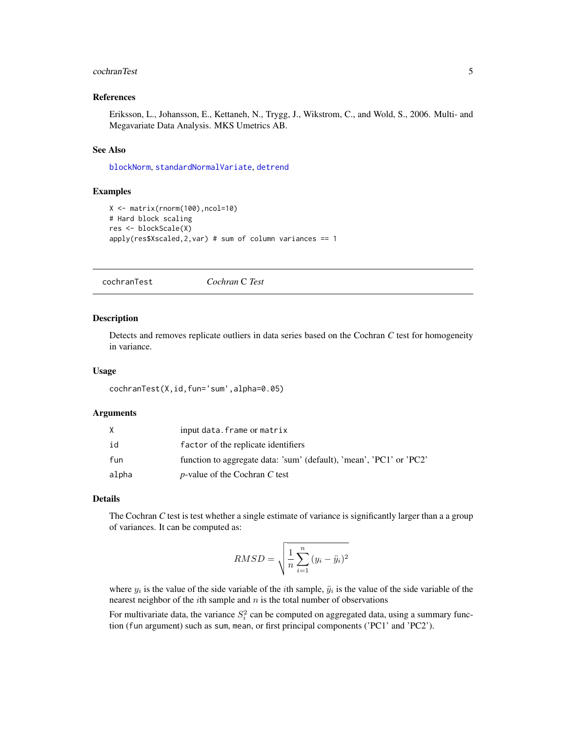### References

Eriksson, L., Johansson, E., Kettaneh, N., Trygg, J., Wikstrom, C., and Wold, S., 2006. Multi- and Megavariate Data Analysis. MKS Umetrics AB.

### See Also

blockNorm, standardNormalVariate, detrend

### Examples

```
X <- matrix(rnorm(100),ncol=10)
# Hard block scaling
res <- blockScale(X)
apply(res$Xscaled,2,var) # sum of column variances == 1
```

---

## cochranTest *Cochran C Test*

---

### Description

Detects and removes replicate outliers in data series based on the Cochran *C* test for homogeneity in variance.

### Usage

```
cochranTest(X,id,fun='sum',alpha=0.05)
```

### Arguments

| | |
|---|---|
| X | input data.frame or matrix |
| id | factor of the replicate identifiers |
| fun | function to aggregate data: 'sum' (default), 'mean', 'PC1' or 'PC2' |
| alpha | *p*-value of the Cochran *C* test |

### Details

The Cochran *C* test is test whether a single estimate of variance is significantly larger than a a group of variances. It can be computed as:

$$RMSD = \sqrt{\frac{1}{n}\sum_{i=1}^{n}(y_i - \ddot{y}_i)^2}$$

where $y_i$ is the value of the side variable of the $i$th sample, $\ddot{y}_i$ is the value of the side variable of the nearest neighbor of the $i$th sample and $n$ is the total number of observations

For multivariate data, the variance $S_i^2$ can be computed on aggregated data, using a summary function (fun argument) such as sum, mean, or first principal components ('PC1' and 'PC2').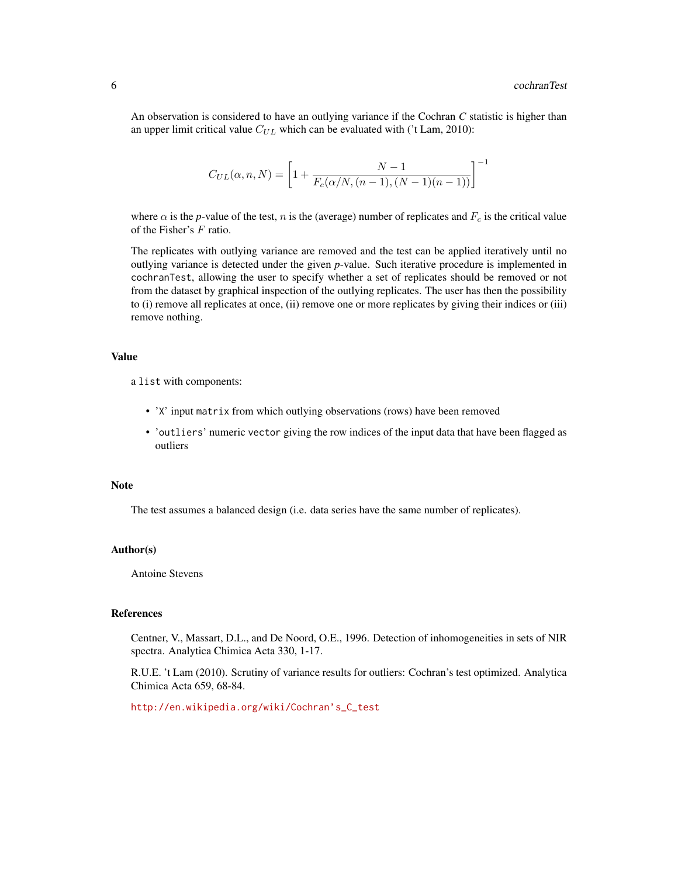An observation is considered to have an outlying variance if the Cochran $C$ statistic is higher than an upper limit critical value $C_{UL}$ which can be evaluated with ('t Lam, 2010):

$$C_{UL}(\alpha, n, N) = \left[1 + \frac{N-1}{F_c(\alpha/N, (n-1), (N-1)(n-1))}\right]^{-1}$$

where $\alpha$ is the $p$-value of the test, $n$ is the (average) number of replicates and $F_c$ is the critical value of the Fisher's $F$ ratio.

The replicates with outlying variance are removed and the test can be applied iteratively until no outlying variance is detected under the given $p$-value. Such iterative procedure is implemented in `cochranTest`, allowing the user to specify whether a set of replicates should be removed or not from the dataset by graphical inspection of the outlying replicates. The user has then the possibility to (i) remove all replicates at once, (ii) remove one or more replicates by giving their indices or (iii) remove nothing.

## Value

a `list` with components:

- '`X`' input `matrix` from which outlying observations (rows) have been removed
- '`outliers`' numeric `vector` giving the row indices of the input data that have been flagged as outliers

## Note

The test assumes a balanced design (i.e. data series have the same number of replicates).

## Author(s)

Antoine Stevens

## References

Centner, V., Massart, D.L., and De Noord, O.E., 1996. Detection of inhomogeneities in sets of NIR spectra. Analytica Chimica Acta 330, 1-17.

R.U.E. 't Lam (2010). Scrutiny of variance results for outliers: Cochran's test optimized. Analytica Chimica Acta 659, 68-84.

http://en.wikipedia.org/wiki/Cochran's_C_test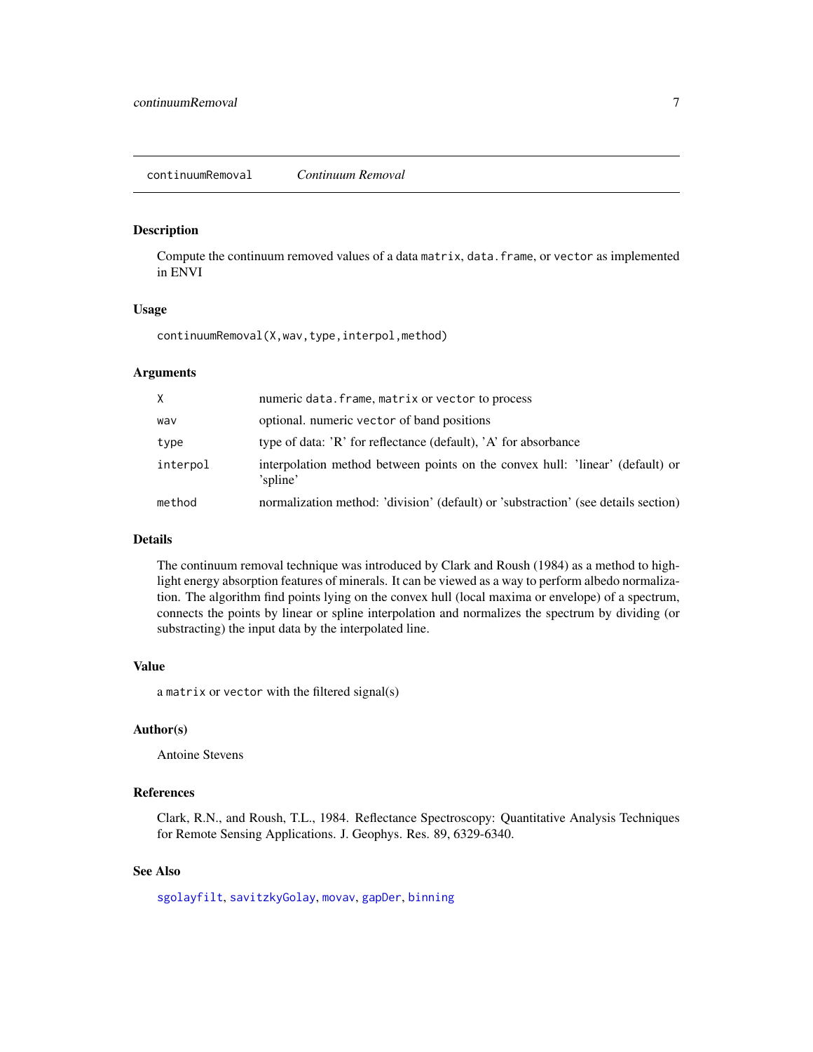# continuumRemoval — *Continuum Removal*

## Description

Compute the continuum removed values of a data `matrix`, `data.frame`, or `vector` as implemented in ENVI

## Usage

```
continuumRemoval(X,wav,type,interpol,method)
```

## Arguments

| | |
|---|---|
| `X` | numeric `data.frame`, `matrix` or `vector` to process |
| `wav` | optional. numeric `vector` of band positions |
| `type` | type of data: 'R' for reflectance (default), 'A' for absorbance |
| `interpol` | interpolation method between points on the convex hull: 'linear' (default) or 'spline' |
| `method` | normalization method: 'division' (default) or 'substraction' (see details section) |

## Details

The continuum removal technique was introduced by Clark and Roush (1984) as a method to highlight energy absorption features of minerals. It can be viewed as a way to perform albedo normalization. The algorithm find points lying on the convex hull (local maxima or envelope) of a spectrum, connects the points by linear or spline interpolation and normalizes the spectrum by dividing (or substracting) the input data by the interpolated line.

## Value

a `matrix` or `vector` with the filtered signal(s)

## Author(s)

Antoine Stevens

## References

Clark, R.N., and Roush, T.L., 1984. Reflectance Spectroscopy: Quantitative Analysis Techniques for Remote Sensing Applications. J. Geophys. Res. 89, 6329-6340.

## See Also

`sgolayfilt`, `savitzkyGolay`, `movav`, `gapDer`, `binning`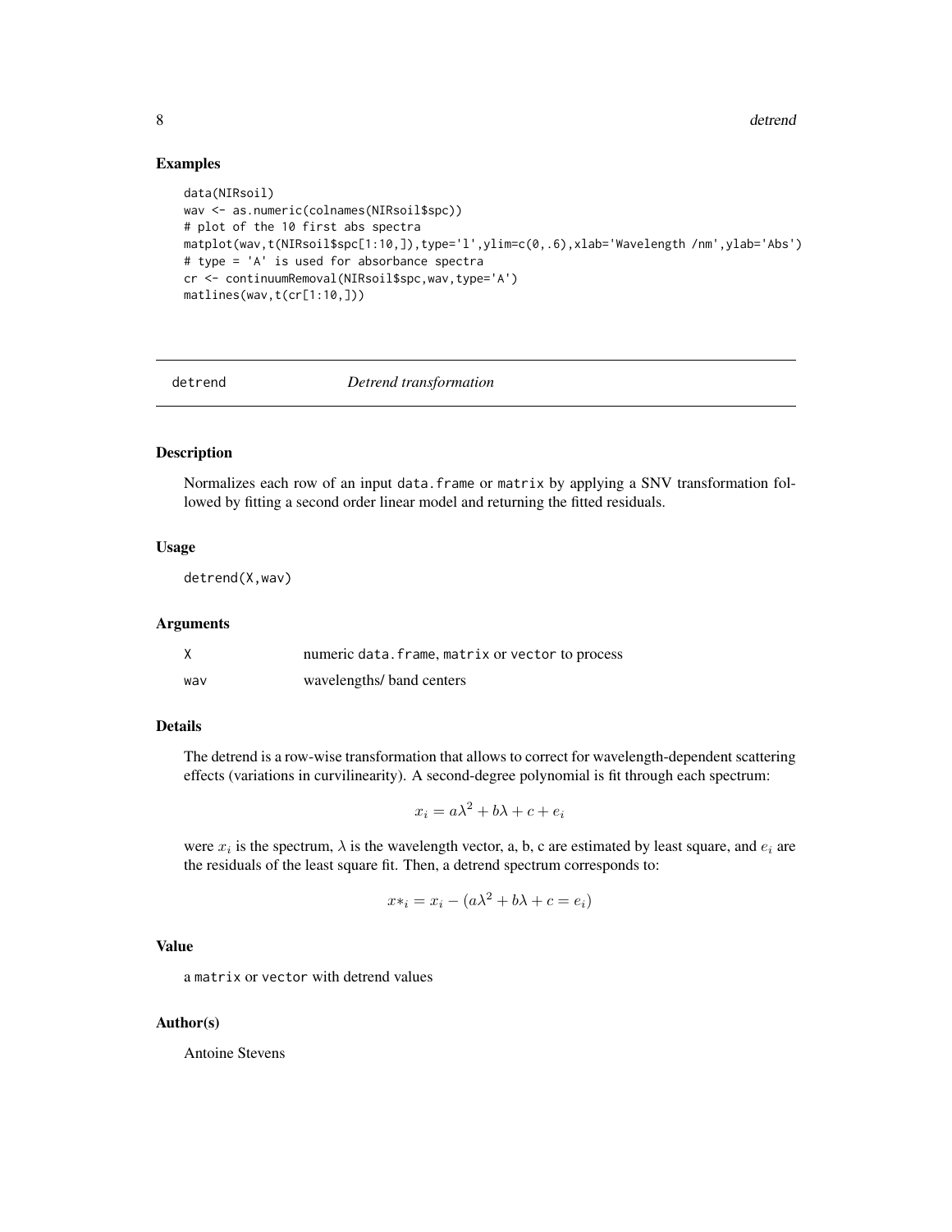## Examples

```
data(NIRsoil)
wav <- as.numeric(colnames(NIRsoil$spc))
# plot of the 10 first abs spectra
matplot(wav,t(NIRsoil$spc[1:10,]),type='l',ylim=c(0,.6),xlab='Wavelength /nm',ylab='Abs')
# type = 'A' is used for absorbance spectra
cr <- continuumRemoval(NIRsoil$spc,wav,type='A')
matlines(wav,t(cr[1:10,]))
```

---

# detrend *Detrend transformation*

---

## Description

Normalizes each row of an input `data.frame` or `matrix` by applying a SNV transformation followed by fitting a second order linear model and returning the fitted residuals.

## Usage

```
detrend(X,wav)
```

## Arguments

| | |
|---|---|
| X | numeric `data.frame`, `matrix` or `vector` to process |
| wav | wavelengths/ band centers |

## Details

The detrend is a row-wise transformation that allows to correct for wavelength-dependent scattering effects (variations in curvilinearity). A second-degree polynomial is fit through each spectrum:

$$x_i = a\lambda^2 + b\lambda + c + e_i$$

were $x_i$ is the spectrum, $\lambda$ is the wavelength vector, a, b, c are estimated by least square, and $e_i$ are the residuals of the least square fit. Then, a detrend spectrum corresponds to:

$$x*_i = x_i - (a\lambda^2 + b\lambda + c = e_i)$$

## Value

a `matrix` or `vector` with detrend values

## Author(s)

Antoine Stevens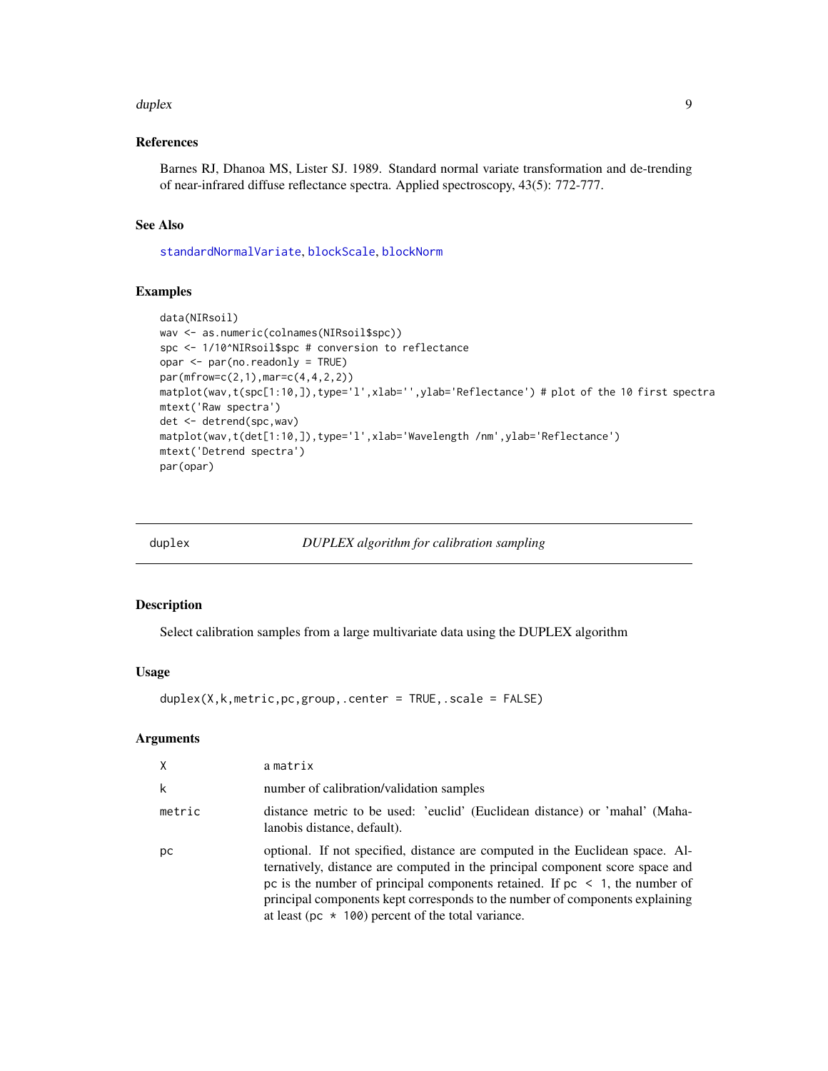### References

Barnes RJ, Dhanoa MS, Lister SJ. 1989. Standard normal variate transformation and de-trending of near-infrared diffuse reflectance spectra. Applied spectroscopy, 43(5): 772-777.

### See Also

standardNormalVariate, blockScale, blockNorm

### Examples

```
data(NIRsoil)
wav <- as.numeric(colnames(NIRsoil$spc))
spc <- 1/10^NIRsoil$spc # conversion to reflectance
opar <- par(no.readonly = TRUE)
par(mfrow=c(2,1),mar=c(4,4,2,2))
matplot(wav,t(spc[1:10,]),type='l',xlab='',ylab='Reflectance') # plot of the 10 first spectra
mtext('Raw spectra')
det <- detrend(spc,wav)
matplot(wav,t(det[1:10,]),type='l',xlab='Wavelength /nm',ylab='Reflectance')
mtext('Detrend spectra')
par(opar)
```

---

## duplex — *DUPLEX algorithm for calibration sampling*

### Description

Select calibration samples from a large multivariate data using the DUPLEX algorithm

### Usage

```
duplex(X,k,metric,pc,group,.center = TRUE,.scale = FALSE)
```

### Arguments

| | |
|---|---|
| X | a matrix |
| k | number of calibration/validation samples |
| metric | distance metric to be used: 'euclid' (Euclidean distance) or 'mahal' (Mahalanobis distance, default). |
| pc | optional. If not specified, distance are computed in the Euclidean space. Alternatively, distance are computed in the principal component score space and pc is the number of principal components retained. If pc < 1, the number of principal components kept corresponds to the number of components explaining at least (pc * 100) percent of the total variance. |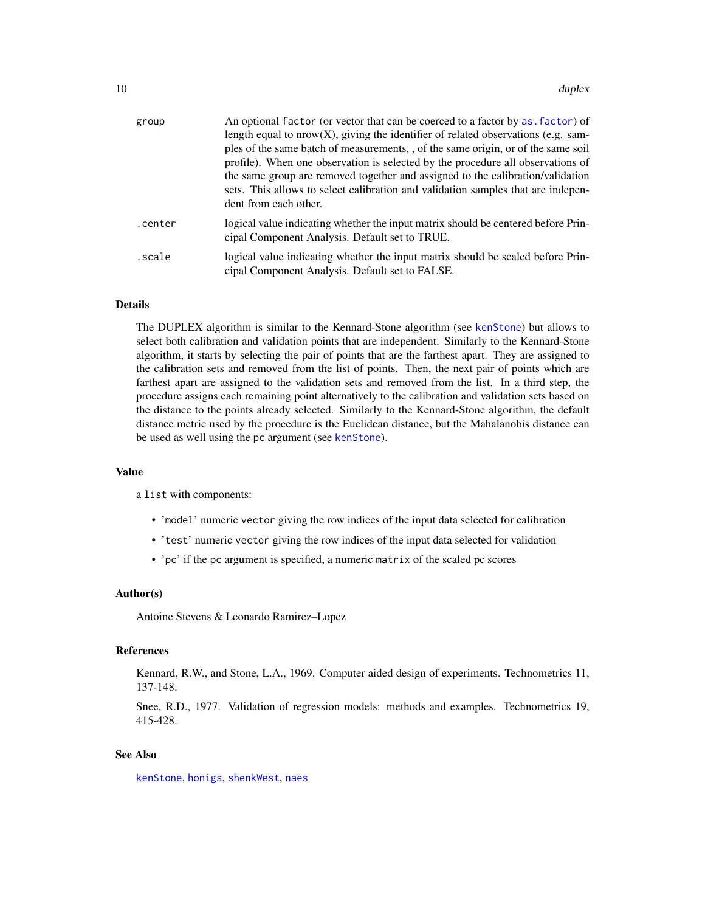| | |
|---|---|
| `group` | An optional `factor` (or vector that can be coerced to a factor by `as.factor`) of length equal to nrow(X), giving the identifier of related observations (e.g. samples of the same batch of measurements, , of the same origin, or of the same soil profile). When one observation is selected by the procedure all observations of the same group are removed together and assigned to the calibration/validation sets. This allows to select calibration and validation samples that are independent from each other. |
| `.center` | logical value indicating whether the input matrix should be centered before Principal Component Analysis. Default set to TRUE. |
| `.scale` | logical value indicating whether the input matrix should be scaled before Principal Component Analysis. Default set to FALSE. |

## Details

The DUPLEX algorithm is similar to the Kennard-Stone algorithm (see `kenStone`) but allows to select both calibration and validation points that are independent. Similarly to the Kennard-Stone algorithm, it starts by selecting the pair of points that are the farthest apart. They are assigned to the calibration sets and removed from the list of points. Then, the next pair of points which are farthest apart are assigned to the validation sets and removed from the list. In a third step, the procedure assigns each remaining point alternatively to the calibration and validation sets based on the distance to the points already selected. Similarly to the Kennard-Stone algorithm, the default distance metric used by the procedure is the Euclidean distance, but the Mahalanobis distance can be used as well using the `pc` argument (see `kenStone`).

## Value

a `list` with components:

- '`model`' numeric `vector` giving the row indices of the input data selected for calibration
- '`test`' numeric `vector` giving the row indices of the input data selected for validation
- '`pc`' if the `pc` argument is specified, a numeric `matrix` of the scaled pc scores

## Author(s)

Antoine Stevens & Leonardo Ramirez–Lopez

## References

Kennard, R.W., and Stone, L.A., 1969. Computer aided design of experiments. Technometrics 11, 137-148.

Snee, R.D., 1977. Validation of regression models: methods and examples. Technometrics 19, 415-428.

## See Also

`kenStone`, `honigs`, `shenkWest`, `naes`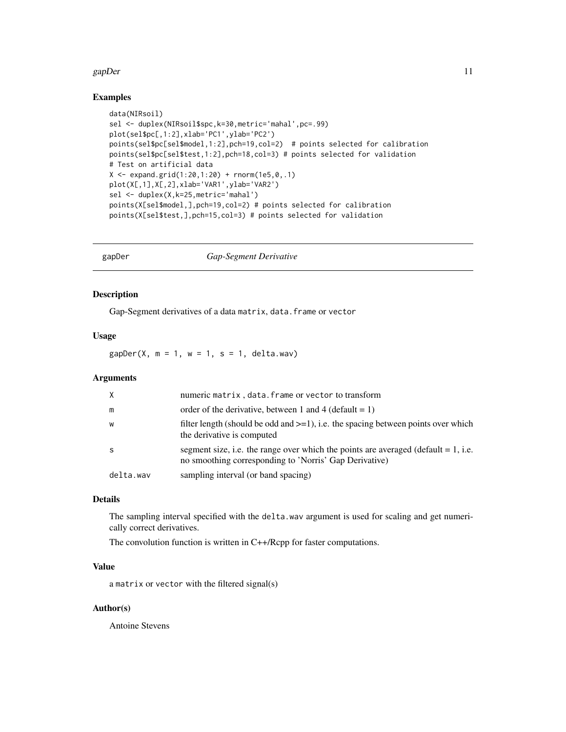## Examples

```
data(NIRsoil)
sel <- duplex(NIRsoil$spc,k=30,metric='mahal',pc=.99)
plot(sel$pc[,1:2],xlab='PC1',ylab='PC2')
points(sel$pc[sel$model,1:2],pch=19,col=2)  # points selected for calibration
points(sel$pc[sel$test,1:2],pch=18,col=3) # points selected for validation
# Test on artificial data
X <- expand.grid(1:20,1:20) + rnorm(1e5,0,.1)
plot(X[,1],X[,2],xlab='VAR1',ylab='VAR2')
sel <- duplex(X,k=25,metric='mahal')
points(X[sel$model,],pch=19,col=2) # points selected for calibration
points(X[sel$test,],pch=15,col=3) # points selected for validation
```

---

# gapDer *Gap-Segment Derivative*

## Description

Gap-Segment derivatives of a data `matrix`, `data.frame` or `vector`

## Usage

```
gapDer(X, m = 1, w = 1, s = 1, delta.wav)
```

## Arguments

| | |
|---|---|
| `X` | numeric `matrix` , `data.frame` or `vector` to transform |
| `m` | order of the derivative, between 1 and 4 (default = 1) |
| `w` | filter length (should be odd and >=1), i.e. the spacing between points over which the derivative is computed |
| `s` | segment size, i.e. the range over which the points are averaged (default = 1, i.e. no smoothing corresponding to 'Norris' Gap Derivative) |
| `delta.wav` | sampling interval (or band spacing) |

## Details

The sampling interval specified with the `delta.wav` argument is used for scaling and get numerically correct derivatives.

The convolution function is written in C++/Rcpp for faster computations.

## Value

a `matrix` or `vector` with the filtered signal(s)

## Author(s)

Antoine Stevens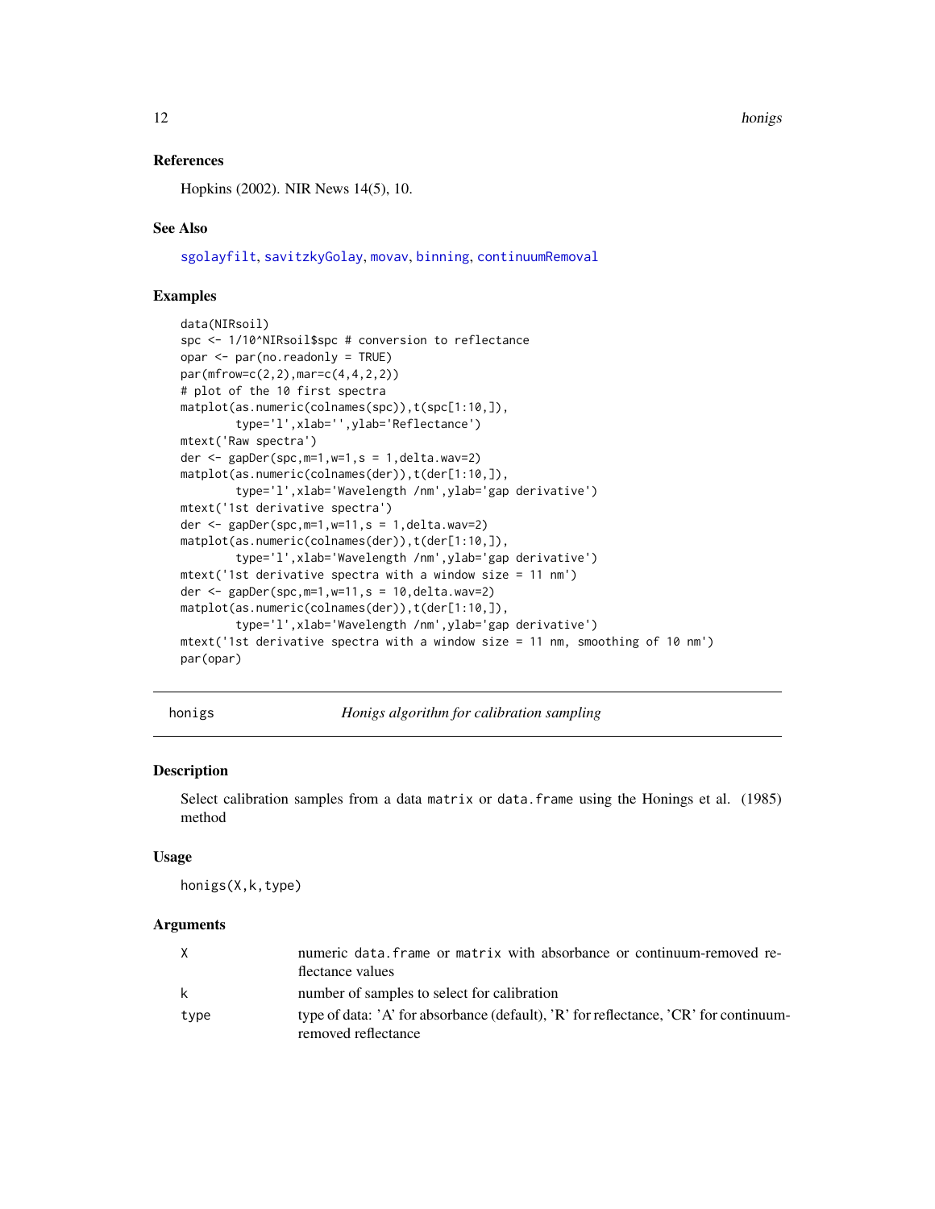## References

Hopkins (2002). NIR News 14(5), 10.

## See Also

sgolayfilt, savitzkyGolay, movav, binning, continuumRemoval

## Examples

```
data(NIRsoil)
spc <- 1/10^NIRsoil$spc # conversion to reflectance
opar <- par(no.readonly = TRUE)
par(mfrow=c(2,2),mar=c(4,4,2,2))
# plot of the 10 first spectra
matplot(as.numeric(colnames(spc)),t(spc[1:10,]),
        type='l',xlab='',ylab='Reflectance')
mtext('Raw spectra')
der <- gapDer(spc,m=1,w=1,s = 1,delta.wav=2)
matplot(as.numeric(colnames(der)),t(der[1:10,]),
        type='l',xlab='Wavelength /nm',ylab='gap derivative')
mtext('1st derivative spectra')
der <- gapDer(spc,m=1,w=11,s = 1,delta.wav=2)
matplot(as.numeric(colnames(der)),t(der[1:10,]),
        type='l',xlab='Wavelength /nm',ylab='gap derivative')
mtext('1st derivative spectra with a window size = 11 nm')
der <- gapDer(spc,m=1,w=11,s = 10,delta.wav=2)
matplot(as.numeric(colnames(der)),t(der[1:10,]),
        type='l',xlab='Wavelength /nm',ylab='gap derivative')
mtext('1st derivative spectra with a window size = 11 nm, smoothing of 10 nm')
par(opar)
```

---

# honigs — *Honigs algorithm for calibration sampling*

## Description

Select calibration samples from a data `matrix` or `data.frame` using the Honings et al. (1985) method

## Usage

```
honigs(X,k,type)
```

## Arguments

| | |
|---|---|
| X | numeric `data.frame` or `matrix` with absorbance or continuum-removed reflectance values |
| k | number of samples to select for calibration |
| type | type of data: 'A' for absorbance (default), 'R' for reflectance, 'CR' for continuum-removed reflectance |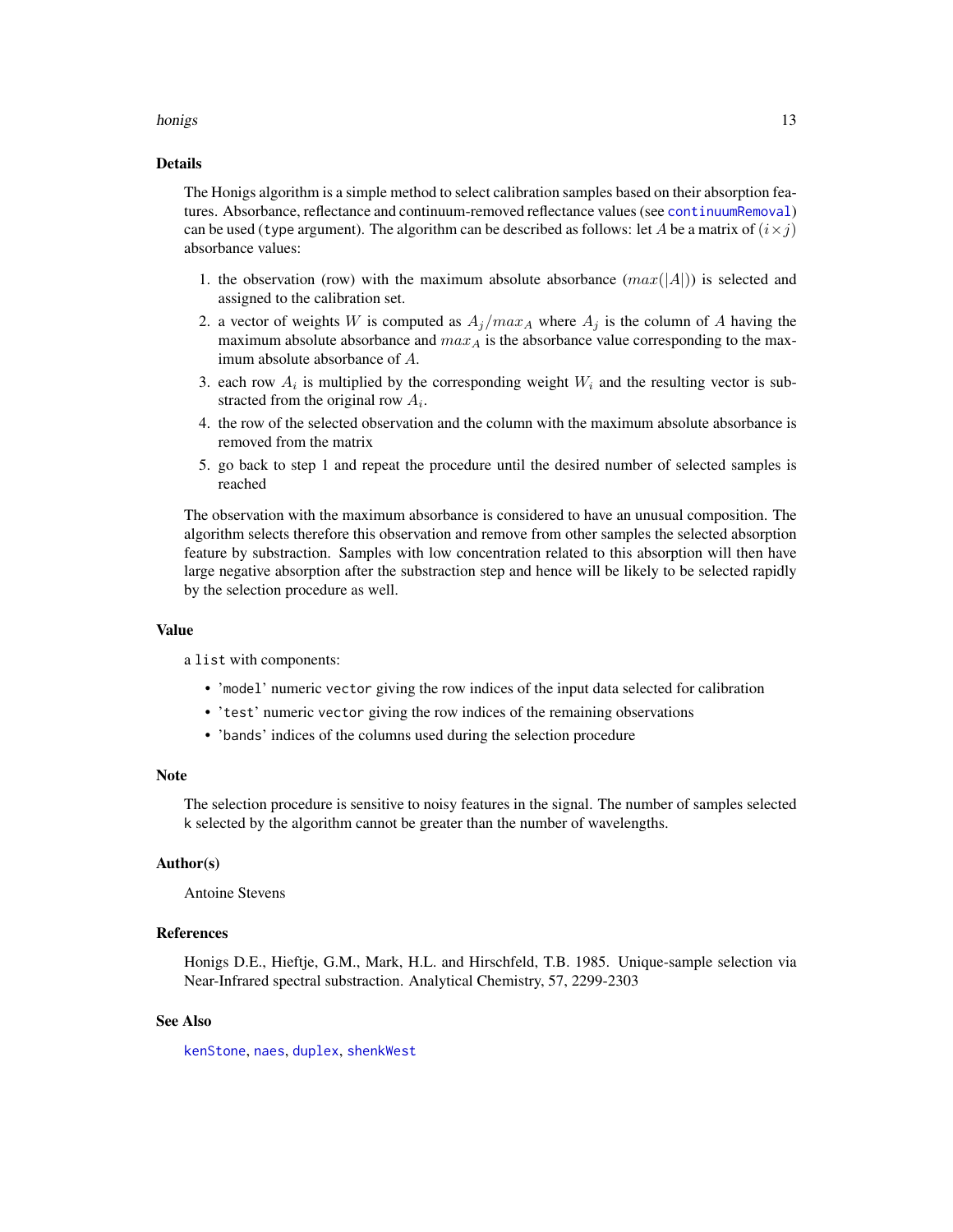## Details

The Honigs algorithm is a simple method to select calibration samples based on their absorption features. Absorbance, reflectance and continuum-removed reflectance values (see `continuumRemoval`) can be used (`type` argument). The algorithm can be described as follows: let $A$ be a matrix of $(i \times j)$ absorbance values:

1. the observation (row) with the maximum absolute absorbance ($max(|A|)$) is selected and assigned to the calibration set.
2. a vector of weights $W$ is computed as $A_j/max_A$ where $A_j$ is the column of $A$ having the maximum absolute absorbance and $max_A$ is the absorbance value corresponding to the maximum absolute absorbance of $A$.
3. each row $A_i$ is multiplied by the corresponding weight $W_i$ and the resulting vector is substracted from the original row $A_i$.
4. the row of the selected observation and the column with the maximum absolute absorbance is removed from the matrix
5. go back to step 1 and repeat the procedure until the desired number of selected samples is reached

The observation with the maximum absorbance is considered to have an unusual composition. The algorithm selects therefore this observation and remove from other samples the selected absorption feature by substraction. Samples with low concentration related to this absorption will then have large negative absorption after the substraction step and hence will be likely to be selected rapidly by the selection procedure as well.

## Value

a `list` with components:

- '`model`' numeric `vector` giving the row indices of the input data selected for calibration
- '`test`' numeric `vector` giving the row indices of the remaining observations
- '`bands`' indices of the columns used during the selection procedure

## Note

The selection procedure is sensitive to noisy features in the signal. The number of samples selected `k` selected by the algorithm cannot be greater than the number of wavelengths.

## Author(s)

Antoine Stevens

## References

Honigs D.E., Hieftje, G.M., Mark, H.L. and Hirschfeld, T.B. 1985. Unique-sample selection via Near-Infrared spectral substraction. Analytical Chemistry, 57, 2299-2303

## See Also

`kenStone`, `naes`, `duplex`, `shenkWest`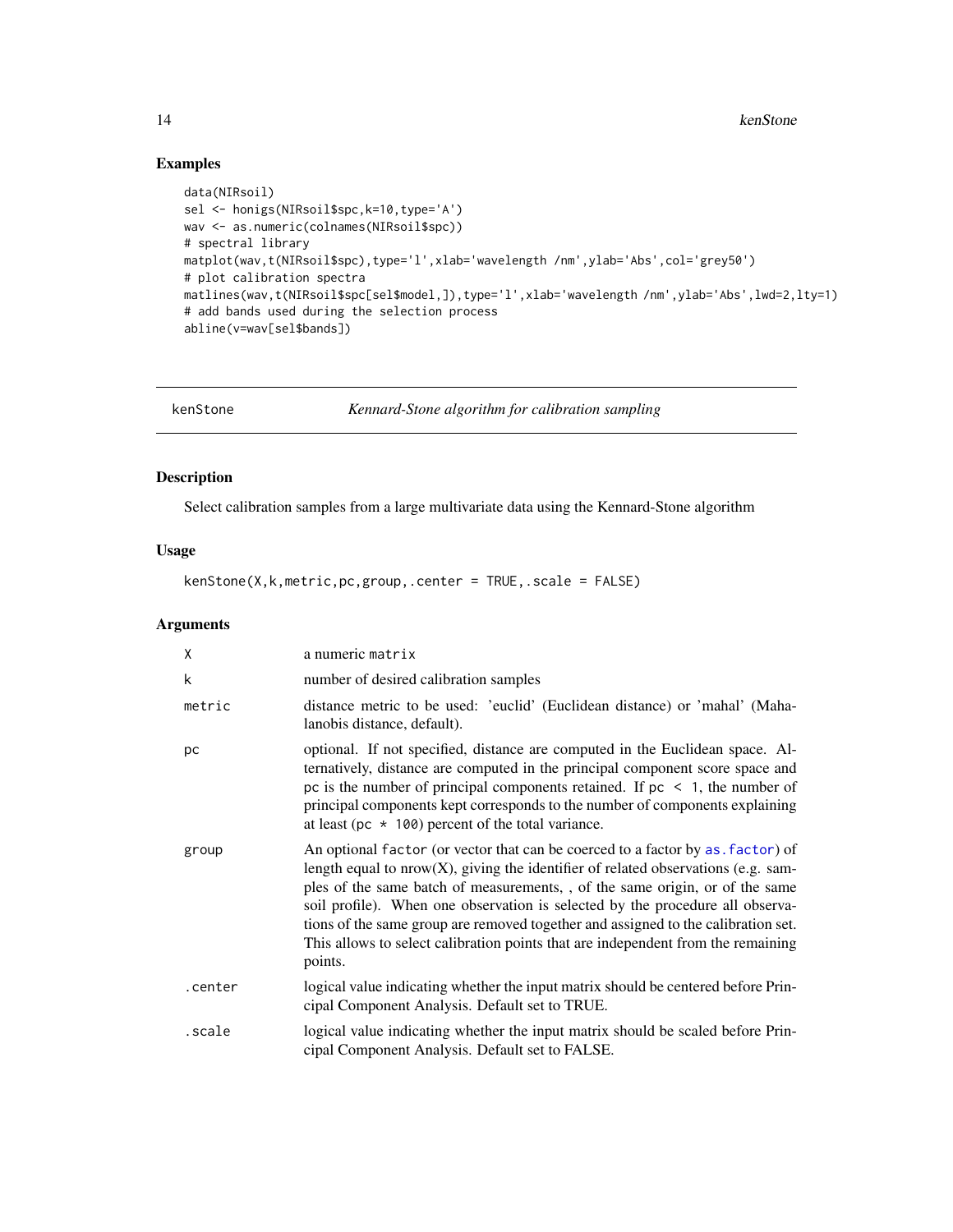## Examples

```
data(NIRsoil)
sel <- honigs(NIRsoil$spc,k=10,type='A')
wav <- as.numeric(colnames(NIRsoil$spc))
# spectral library
matplot(wav,t(NIRsoil$spc),type='l',xlab='wavelength /nm',ylab='Abs',col='grey50')
# plot calibration spectra
matlines(wav,t(NIRsoil$spc[sel$model,]),type='l',xlab='wavelength /nm',ylab='Abs',lwd=2,lty=1)
# add bands used during the selection process
abline(v=wav[sel$bands])
```

---

# kenStone — *Kennard-Stone algorithm for calibration sampling*

## Description

Select calibration samples from a large multivariate data using the Kennard-Stone algorithm

## Usage

```
kenStone(X,k,metric,pc,group,.center = TRUE,.scale = FALSE)
```

## Arguments

| | |
|---|---|
| `X` | a numeric `matrix` |
| `k` | number of desired calibration samples |
| `metric` | distance metric to be used: 'euclid' (Euclidean distance) or 'mahal' (Mahalanobis distance, default). |
| `pc` | optional. If not specified, distance are computed in the Euclidean space. Alternatively, distance are computed in the principal component score space and `pc` is the number of principal components retained. If `pc < 1`, the number of principal components kept corresponds to the number of components explaining at least (`pc * 100`) percent of the total variance. |
| `group` | An optional `factor` (or vector that can be coerced to a factor by `as.factor`) of length equal to nrow(X), giving the identifier of related observations (e.g. samples of the same batch of measurements, , of the same origin, or of the same soil profile). When one observation is selected by the procedure all observations of the same group are removed together and assigned to the calibration set. This allows to select calibration points that are independent from the remaining points. |
| `.center` | logical value indicating whether the input matrix should be centered before Principal Component Analysis. Default set to TRUE. |
| `.scale` | logical value indicating whether the input matrix should be scaled before Principal Component Analysis. Default set to FALSE. |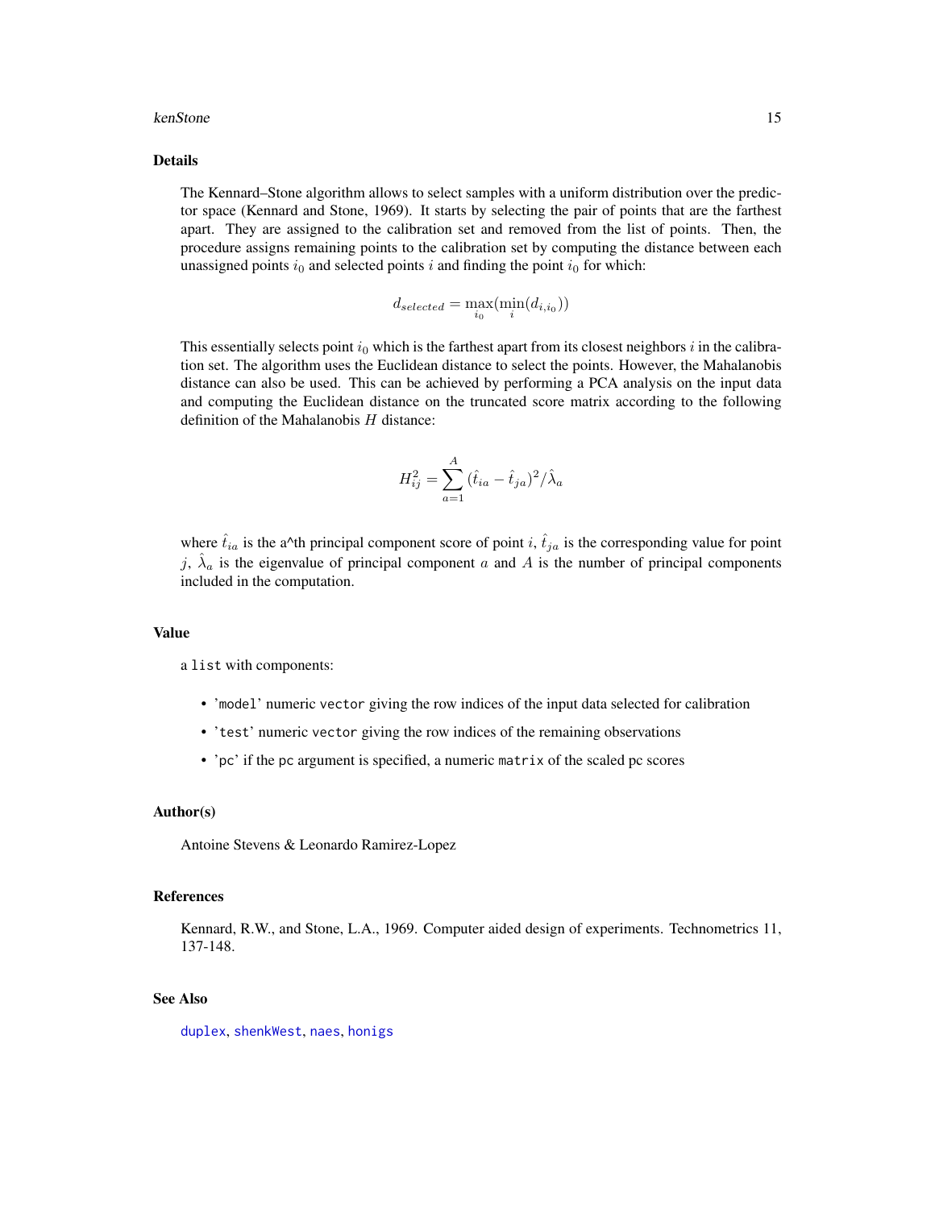## Details

The Kennard–Stone algorithm allows to select samples with a uniform distribution over the predictor space (Kennard and Stone, 1969). It starts by selecting the pair of points that are the farthest apart. They are assigned to the calibration set and removed from the list of points. Then, the procedure assigns remaining points to the calibration set by computing the distance between each unassigned points $i_0$ and selected points $i$ and finding the point $i_0$ for which:

$$d_{selected} = \max_{i_0}(\min_{i}(d_{i,i_0}))$$

This essentially selects point $i_0$ which is the farthest apart from its closest neighbors $i$ in the calibration set. The algorithm uses the Euclidean distance to select the points. However, the Mahalanobis distance can also be used. This can be achieved by performing a PCA analysis on the input data and computing the Euclidean distance on the truncated score matrix according to the following definition of the Mahalanobis $H$ distance:

$$H_{ij}^2 = \sum_{a=1}^{A} (\hat{t}_{ia} - \hat{t}_{ja})^2 / \hat{\lambda}_a$$

where $\hat{t}_{ia}$ is the a^th principal component score of point $i$, $\hat{t}_{ja}$ is the corresponding value for point $j$, $\hat{\lambda}_a$ is the eigenvalue of principal component $a$ and $A$ is the number of principal components included in the computation.

## Value

a `list` with components:

- '`model`' numeric `vector` giving the row indices of the input data selected for calibration
- '`test`' numeric `vector` giving the row indices of the remaining observations
- '`pc`' if the `pc` argument is specified, a numeric `matrix` of the scaled pc scores

## Author(s)

Antoine Stevens & Leonardo Ramirez-Lopez

## References

Kennard, R.W., and Stone, L.A., 1969. Computer aided design of experiments. Technometrics 11, 137-148.

## See Also

`duplex`, `shenkWest`, `naes`, `honigs`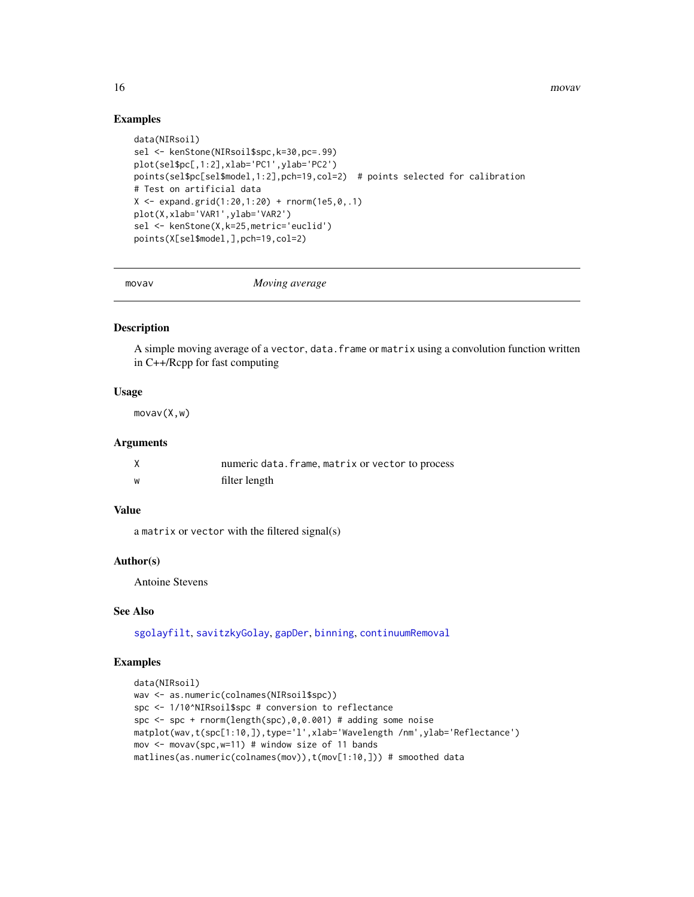## Examples

```
data(NIRsoil)
sel <- kenStone(NIRsoil$spc,k=30,pc=.99)
plot(sel$pc[,1:2],xlab='PC1',ylab='PC2')
points(sel$pc[sel$model,1:2],pch=19,col=2)  # points selected for calibration
# Test on artificial data
X <- expand.grid(1:20,1:20) + rnorm(1e5,0,.1)
plot(X,xlab='VAR1',ylab='VAR2')
sel <- kenStone(X,k=25,metric='euclid')
points(X[sel$model,],pch=19,col=2)
```

---

# movav — *Moving average*

---

## Description

A simple moving average of a `vector`, `data.frame` or `matrix` using a convolution function written in C++/Rcpp for fast computing

## Usage

```
movav(X,w)
```

## Arguments

| | |
|---|---|
| X | numeric `data.frame`, `matrix` or `vector` to process |
| w | filter length |

## Value

a `matrix` or `vector` with the filtered signal(s)

## Author(s)

Antoine Stevens

## See Also

`sgolayfilt`, `savitzkyGolay`, `gapDer`, `binning`, `continuumRemoval`

## Examples

```
data(NIRsoil)
wav <- as.numeric(colnames(NIRsoil$spc))
spc <- 1/10^NIRsoil$spc # conversion to reflectance
spc <- spc + rnorm(length(spc),0,0.001) # adding some noise
matplot(wav,t(spc[1:10,]),type='l',xlab='Wavelength /nm',ylab='Reflectance')
mov <- movav(spc,w=11) # window size of 11 bands
matlines(as.numeric(colnames(mov)),t(mov[1:10,])) # smoothed data
```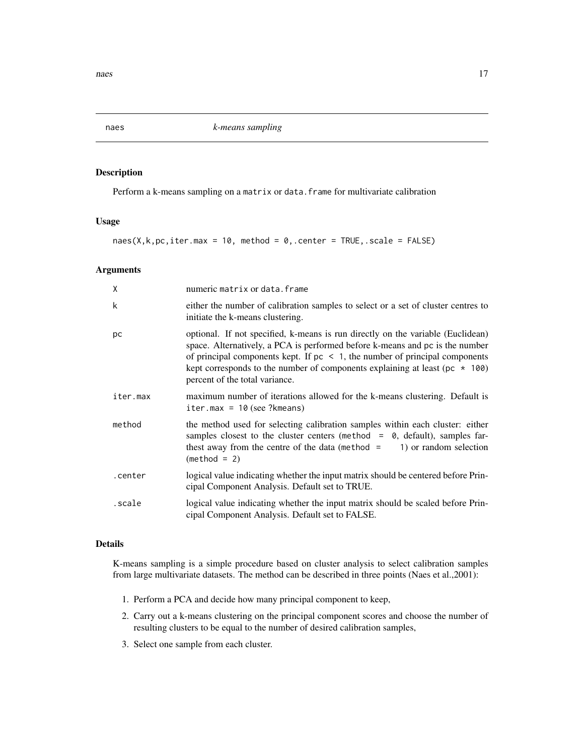# naes — *k-means sampling*

## Description

Perform a k-means sampling on a `matrix` or `data.frame` for multivariate calibration

## Usage

```
naes(X,k,pc,iter.max = 10, method = 0,.center = TRUE,.scale = FALSE)
```

## Arguments

| | |
|---|---|
| `X` | numeric `matrix` or `data.frame` |
| `k` | either the number of calibration samples to select or a set of cluster centres to initiate the k-means clustering. |
| `pc` | optional. If not specified, k-means is run directly on the variable (Euclidean) space. Alternatively, a PCA is performed before k-means and `pc` is the number of principal components kept. If `pc < 1`, the number of principal components kept corresponds to the number of components explaining at least (`pc * 100`) percent of the total variance. |
| `iter.max` | maximum number of iterations allowed for the k-means clustering. Default is `iter.max = 10` (see `?kmeans`) |
| `method` | the method used for selecting calibration samples within each cluster: either samples closest to the cluster centers (`method = 0`, default), samples farthest away from the centre of the data (`method = 1`) or random selection (`method = 2`) |
| `.center` | logical value indicating whether the input matrix should be centered before Principal Component Analysis. Default set to TRUE. |
| `.scale` | logical value indicating whether the input matrix should be scaled before Principal Component Analysis. Default set to FALSE. |

## Details

K-means sampling is a simple procedure based on cluster analysis to select calibration samples from large multivariate datasets. The method can be described in three points (Naes et al.,2001):

1. Perform a PCA and decide how many principal component to keep,
2. Carry out a k-means clustering on the principal component scores and choose the number of resulting clusters to be equal to the number of desired calibration samples,
3. Select one sample from each cluster.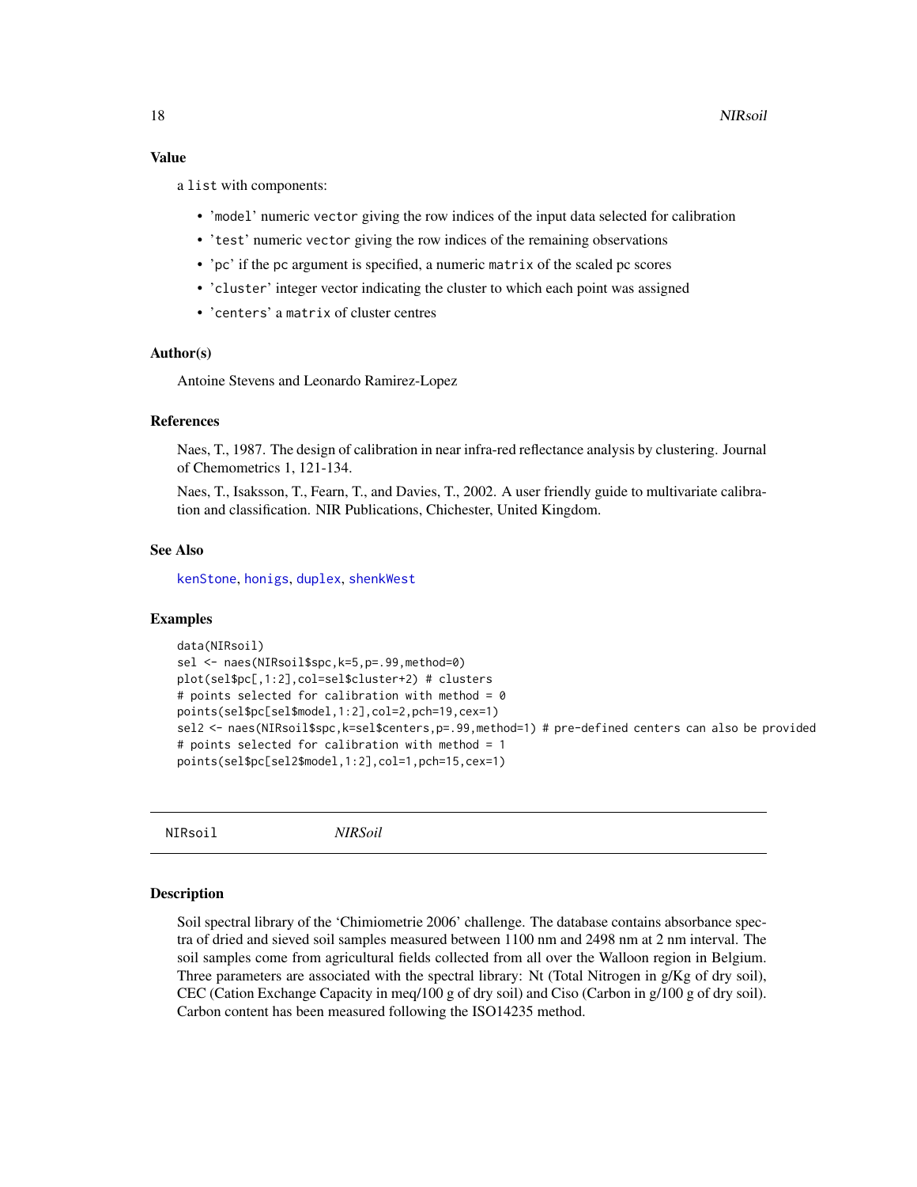### Value

a list with components:

- 'model' numeric vector giving the row indices of the input data selected for calibration
- 'test' numeric vector giving the row indices of the remaining observations
- 'pc' if the pc argument is specified, a numeric matrix of the scaled pc scores
- 'cluster' integer vector indicating the cluster to which each point was assigned
- 'centers' a matrix of cluster centres

### Author(s)

Antoine Stevens and Leonardo Ramirez-Lopez

### References

Naes, T., 1987. The design of calibration in near infra-red reflectance analysis by clustering. Journal of Chemometrics 1, 121-134.

Naes, T., Isaksson, T., Fearn, T., and Davies, T., 2002. A user friendly guide to multivariate calibration and classification. NIR Publications, Chichester, United Kingdom.

### See Also

kenStone, honigs, duplex, shenkWest

### Examples

```
data(NIRsoil)
sel <- naes(NIRsoil$spc,k=5,p=.99,method=0)
plot(sel$pc[,1:2],col=sel$cluster+2) # clusters
# points selected for calibration with method = 0
points(sel$pc[sel$model,1:2],col=2,pch=19,cex=1)
sel2 <- naes(NIRsoil$spc,k=sel$centers,p=.99,method=1) # pre-defined centers can also be provided
# points selected for calibration with method = 1
points(sel$pc[sel2$model,1:2],col=1,pch=15,cex=1)
```

---

NIRsoil *NIRSoil*

---

### Description

Soil spectral library of the 'Chimiometrie 2006' challenge. The database contains absorbance spectra of dried and sieved soil samples measured between 1100 nm and 2498 nm at 2 nm interval. The soil samples come from agricultural fields collected from all over the Walloon region in Belgium. Three parameters are associated with the spectral library: Nt (Total Nitrogen in g/Kg of dry soil), CEC (Cation Exchange Capacity in meq/100 g of dry soil) and Ciso (Carbon in g/100 g of dry soil). Carbon content has been measured following the ISO14235 method.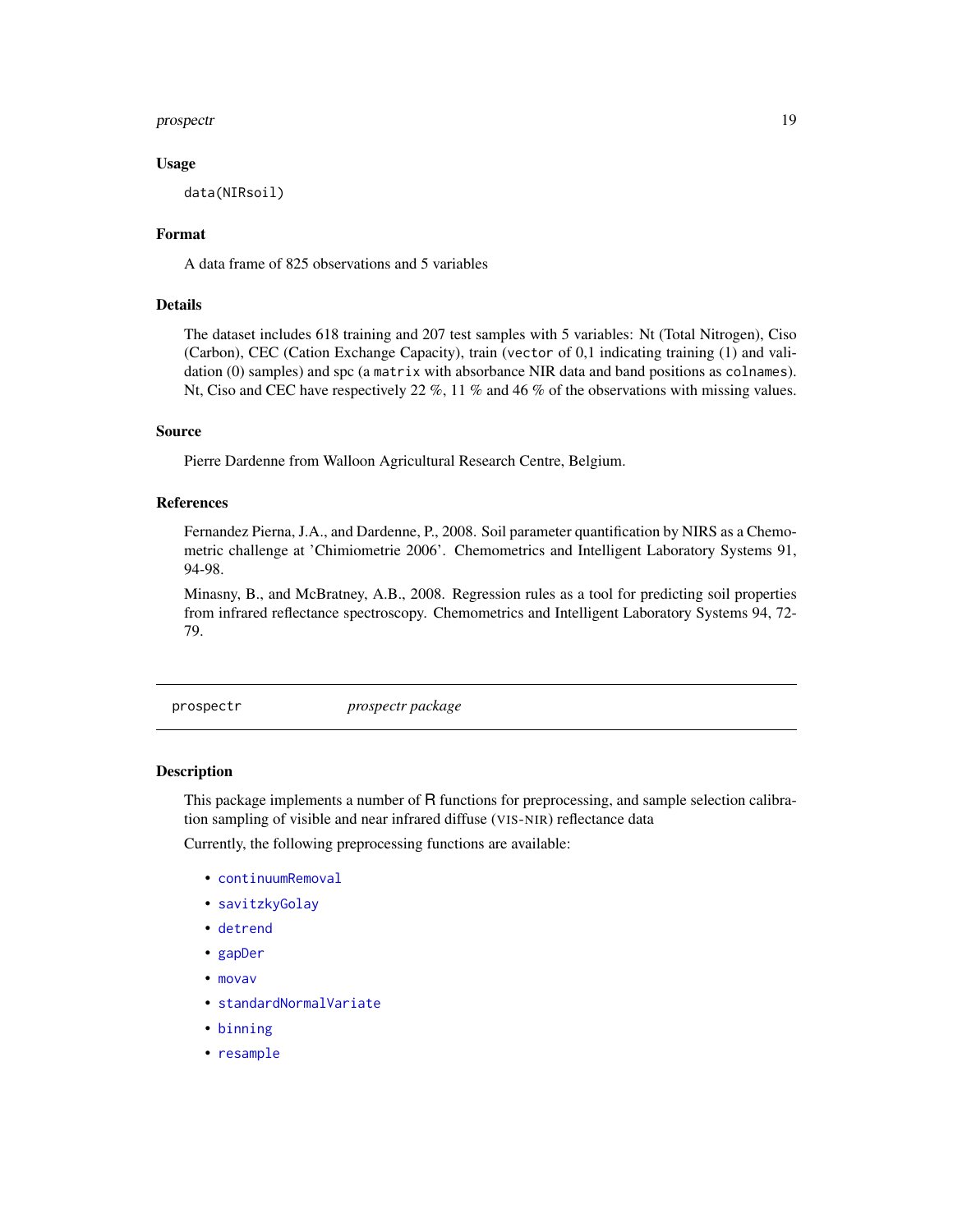### Usage

```
data(NIRsoil)
```

### Format

A data frame of 825 observations and 5 variables

### Details

The dataset includes 618 training and 207 test samples with 5 variables: Nt (Total Nitrogen), Ciso (Carbon), CEC (Cation Exchange Capacity), train (`vector` of 0,1 indicating training (1) and validation (0) samples) and spc (a `matrix` with absorbance NIR data and band positions as `colnames`). Nt, Ciso and CEC have respectively 22 %, 11 % and 46 % of the observations with missing values.

### Source

Pierre Dardenne from Walloon Agricultural Research Centre, Belgium.

### References

Fernandez Pierna, J.A., and Dardenne, P., 2008. Soil parameter quantification by NIRS as a Chemometric challenge at 'Chimiometrie 2006'. Chemometrics and Intelligent Laboratory Systems 91, 94-98.

Minasny, B., and McBratney, A.B., 2008. Regression rules as a tool for predicting soil properties from infrared reflectance spectroscopy. Chemometrics and Intelligent Laboratory Systems 94, 72-79.

---

## prospectr — *prospectr package*

### Description

This package implements a number of R functions for preprocessing, and sample selection calibration sampling of visible and near infrared diffuse (VIS-NIR) reflectance data

Currently, the following preprocessing functions are available:

- `continuumRemoval`
- `savitzkyGolay`
- `detrend`
- `gapDer`
- `movav`
- `standardNormalVariate`
- `binning`
- `resample`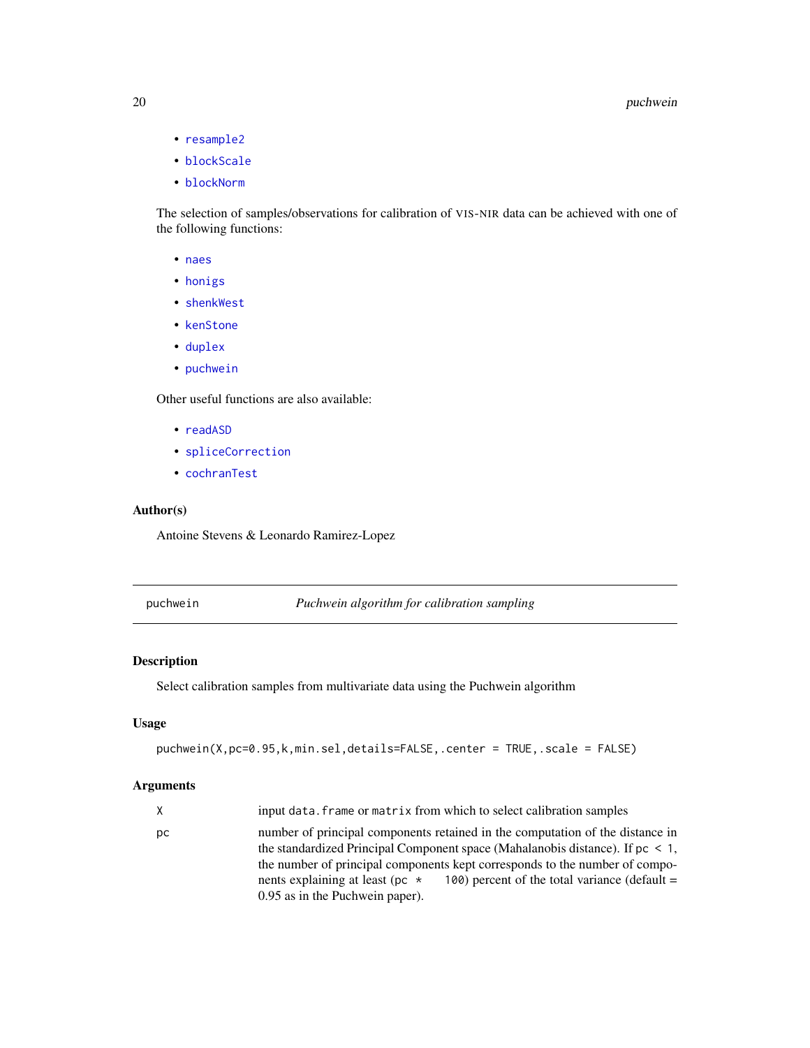- resample2
- blockScale
- blockNorm

The selection of samples/observations for calibration of VIS-NIR data can be achieved with one of the following functions:

- naes
- honigs
- shenkWest
- kenStone
- duplex
- puchwein

Other useful functions are also available:

- readASD
- spliceCorrection
- cochranTest

### Author(s)

Antoine Stevens & Leonardo Ramirez-Lopez

---

## puchwein — *Puchwein algorithm for calibration sampling*

### Description

Select calibration samples from multivariate data using the Puchwein algorithm

### Usage

```
puchwein(X,pc=0.95,k,min.sel,details=FALSE,.center = TRUE,.scale = FALSE)
```

### Arguments

| | |
|---|---|
| X | input `data.frame` or `matrix` from which to select calibration samples |
| pc | number of principal components retained in the computation of the distance in the standardized Principal Component space (Mahalanobis distance). If `pc < 1`, the number of principal components kept corresponds to the number of components explaining at least (`pc * 100`) percent of the total variance (default = 0.95 as in the Puchwein paper). |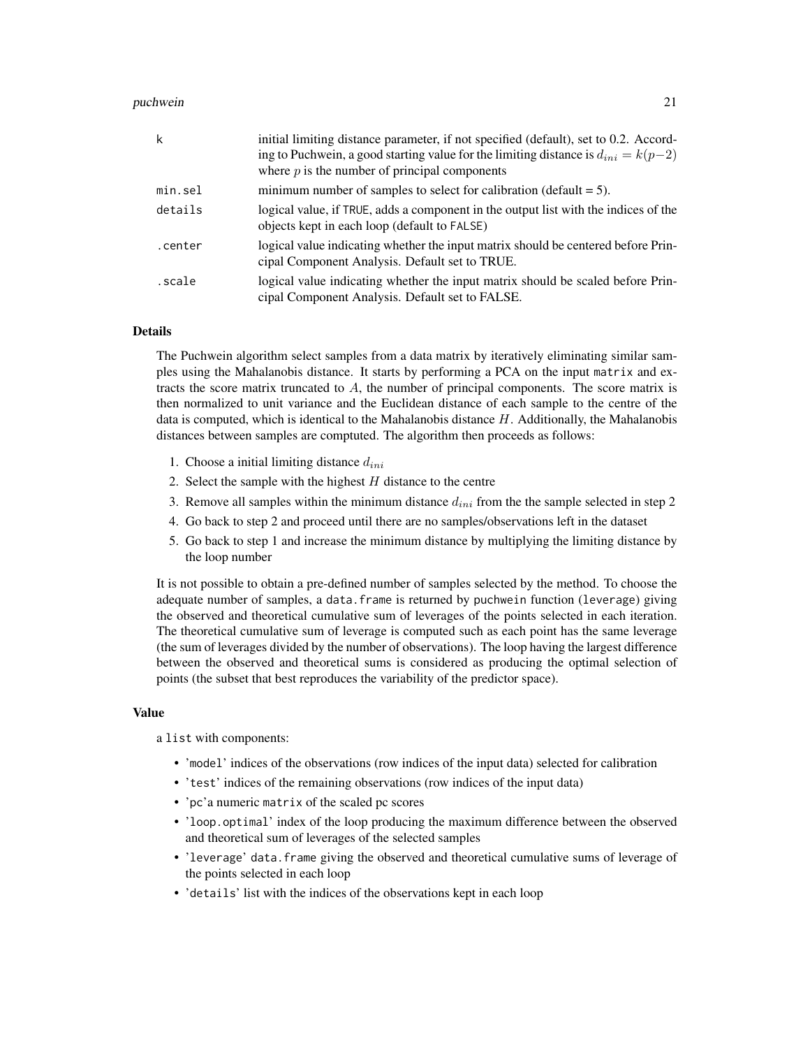| | |
|---|---|
| k | initial limiting distance parameter, if not specified (default), set to 0.2. According to Puchwein, a good starting value for the limiting distance is $d_{ini} = k(p-2)$ where $p$ is the number of principal components |
| min.sel | minimum number of samples to select for calibration (default = 5). |
| details | logical value, if TRUE, adds a component in the output list with the indices of the objects kept in each loop (default to FALSE) |
| .center | logical value indicating whether the input matrix should be centered before Principal Component Analysis. Default set to TRUE. |
| .scale | logical value indicating whether the input matrix should be scaled before Principal Component Analysis. Default set to FALSE. |

## Details

The Puchwein algorithm select samples from a data matrix by iteratively eliminating similar samples using the Mahalanobis distance. It starts by performing a PCA on the input matrix and extracts the score matrix truncated to $A$, the number of principal components. The score matrix is then normalized to unit variance and the Euclidean distance of each sample to the centre of the data is computed, which is identical to the Mahalanobis distance $H$. Additionally, the Mahalanobis distances between samples are comptuted. The algorithm then proceeds as follows:

1. Choose a initial limiting distance $d_{ini}$
2. Select the sample with the highest $H$ distance to the centre
3. Remove all samples within the minimum distance $d_{ini}$ from the the sample selected in step 2
4. Go back to step 2 and proceed until there are no samples/observations left in the dataset
5. Go back to step 1 and increase the minimum distance by multiplying the limiting distance by the loop number

It is not possible to obtain a pre-defined number of samples selected by the method. To choose the adequate number of samples, a data.frame is returned by puchwein function (leverage) giving the observed and theoretical cumulative sum of leverages of the points selected in each iteration. The theoretical cumulative sum of leverage is computed such as each point has the same leverage (the sum of leverages divided by the number of observations). The loop having the largest difference between the observed and theoretical sums is considered as producing the optimal selection of points (the subset that best reproduces the variability of the predictor space).

## Value

a list with components:

- 'model' indices of the observations (row indices of the input data) selected for calibration
- 'test' indices of the remaining observations (row indices of the input data)
- 'pc'a numeric matrix of the scaled pc scores
- 'loop.optimal' index of the loop producing the maximum difference between the observed and theoretical sum of leverages of the selected samples
- 'leverage' data.frame giving the observed and theoretical cumulative sums of leverage of the points selected in each loop
- 'details' list with the indices of the observations kept in each loop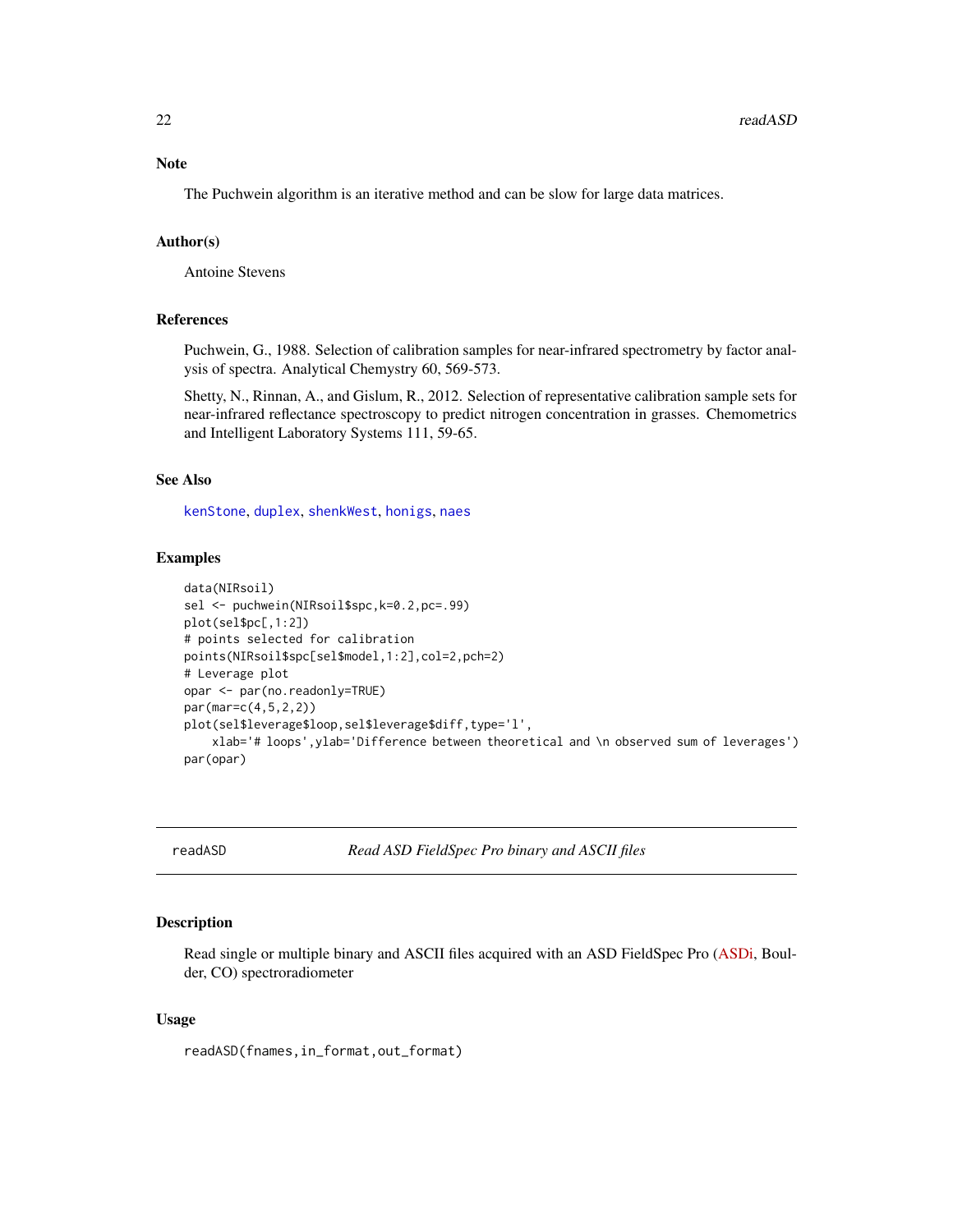### Note

The Puchwein algorithm is an iterative method and can be slow for large data matrices.

### Author(s)

Antoine Stevens

### References

Puchwein, G., 1988. Selection of calibration samples for near-infrared spectrometry by factor analysis of spectra. Analytical Chemystry 60, 569-573.

Shetty, N., Rinnan, A., and Gislum, R., 2012. Selection of representative calibration sample sets for near-infrared reflectance spectroscopy to predict nitrogen concentration in grasses. Chemometrics and Intelligent Laboratory Systems 111, 59-65.

### See Also

kenStone, duplex, shenkWest, honigs, naes

### Examples

```
data(NIRsoil)
sel <- puchwein(NIRsoil$spc,k=0.2,pc=.99)
plot(sel$pc[,1:2])
# points selected for calibration
points(NIRsoil$spc[sel$model,1:2],col=2,pch=2)
# Leverage plot
opar <- par(no.readonly=TRUE)
par(mar=c(4,5,2,2))
plot(sel$leverage$loop,sel$leverage$diff,type='l',
    xlab='# loops',ylab='Difference between theoretical and \n observed sum of leverages')
par(opar)
```

---

## readASD — *Read ASD FieldSpec Pro binary and ASCII files*

### Description

Read single or multiple binary and ASCII files acquired with an ASD FieldSpec Pro (ASDi, Boulder, CO) spectroradiometer

### Usage

```
readASD(fnames,in_format,out_format)
```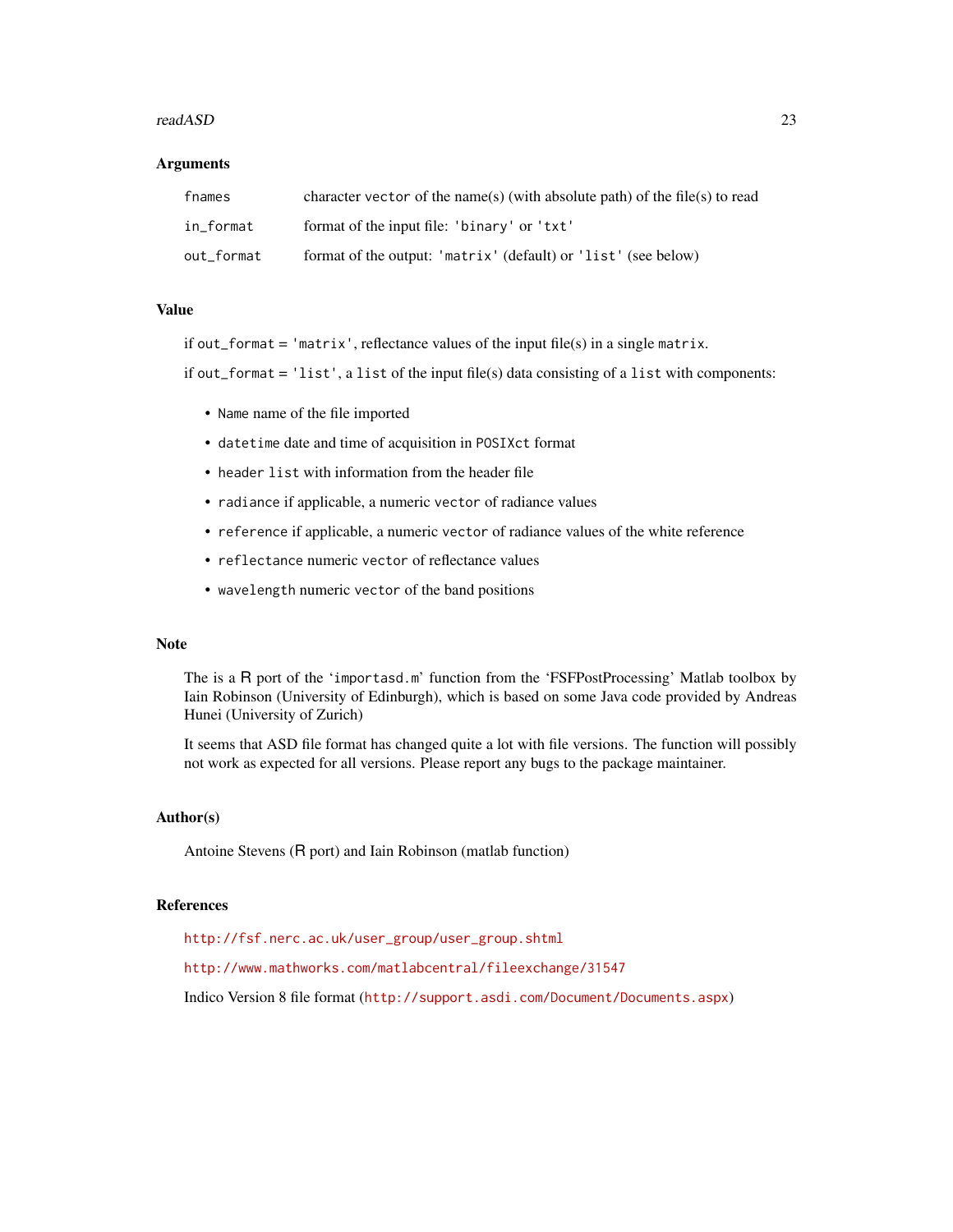## Arguments

| | |
|---|---|
| fnames | character vector of the name(s) (with absolute path) of the file(s) to read |
| in_format | format of the input file: 'binary' or 'txt' |
| out_format | format of the output: 'matrix' (default) or 'list' (see below) |

## Value

if out_format = 'matrix', reflectance values of the input file(s) in a single matrix.

if out_format = 'list', a list of the input file(s) data consisting of a list with components:

- Name name of the file imported
- datetime date and time of acquisition in POSIXct format
- header list with information from the header file
- radiance if applicable, a numeric vector of radiance values
- reference if applicable, a numeric vector of radiance values of the white reference
- reflectance numeric vector of reflectance values
- wavelength numeric vector of the band positions

## Note

The is a R port of the 'importasd.m' function from the 'FSFPostProcessing' Matlab toolbox by Iain Robinson (University of Edinburgh), which is based on some Java code provided by Andreas Hunei (University of Zurich)

It seems that ASD file format has changed quite a lot with file versions. The function will possibly not work as expected for all versions. Please report any bugs to the package maintainer.

## Author(s)

Antoine Stevens (R port) and Iain Robinson (matlab function)

## References

http://fsf.nerc.ac.uk/user_group/user_group.shtml

http://www.mathworks.com/matlabcentral/fileexchange/31547

Indico Version 8 file format (http://support.asdi.com/Document/Documents.aspx)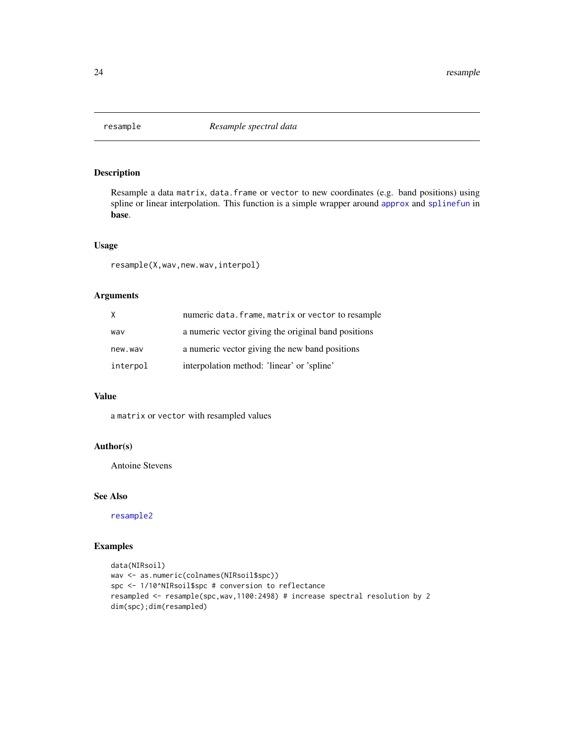# resample — *Resample spectral data*

## Description

Resample a data `matrix`, `data.frame` or `vector` to new coordinates (e.g. band positions) using spline or linear interpolation. This function is a simple wrapper around `approx` and `splinefun` in **base**.

## Usage

```
resample(X,wav,new.wav,interpol)
```

## Arguments

| | |
|---|---|
| `X` | numeric `data.frame`, `matrix` or `vector` to resample |
| `wav` | a numeric vector giving the original band positions |
| `new.wav` | a numeric vector giving the new band positions |
| `interpol` | interpolation method: 'linear' or 'spline' |

## Value

a `matrix` or `vector` with resampled values

## Author(s)

Antoine Stevens

## See Also

`resample2`

## Examples

```
data(NIRsoil)
wav <- as.numeric(colnames(NIRsoil$spc))
spc <- 1/10^NIRsoil$spc # conversion to reflectance
resampled <- resample(spc,wav,1100:2498) # increase spectral resolution by 2
dim(spc);dim(resampled)
```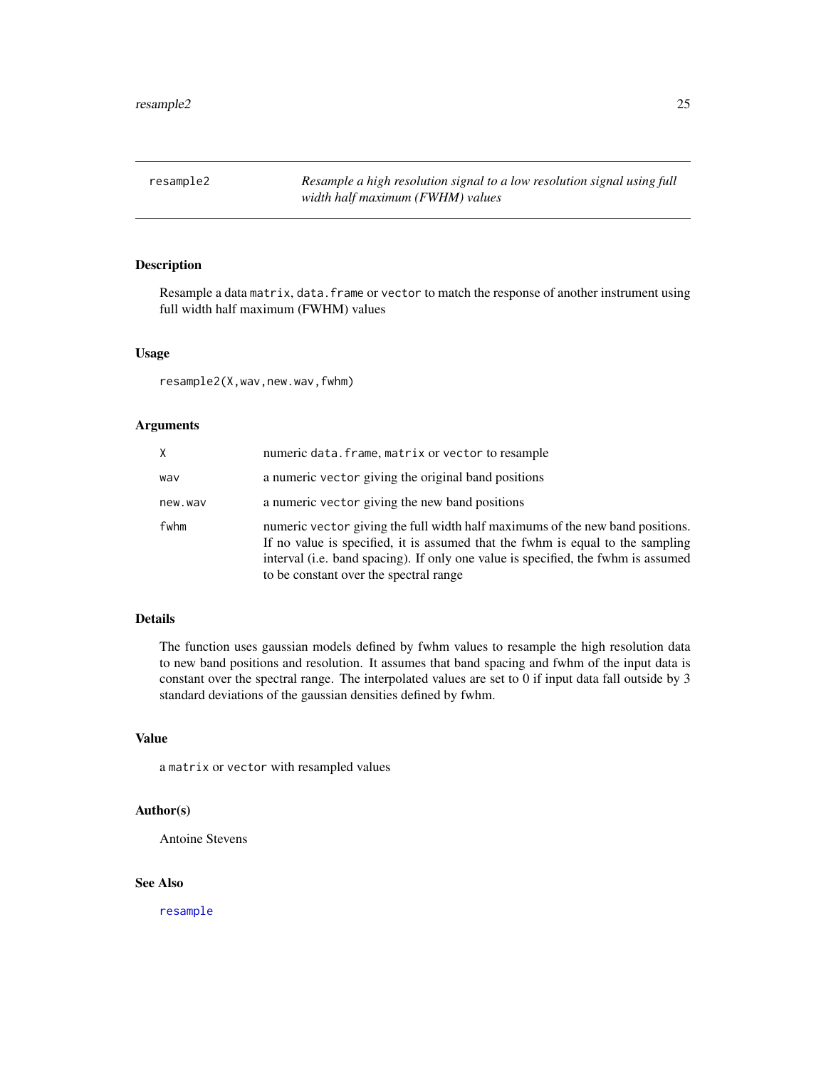## resample2 — *Resample a high resolution signal to a low resolution signal using full width half maximum (FWHM) values*

### Description

Resample a data `matrix`, `data.frame` or `vector` to match the response of another instrument using full width half maximum (FWHM) values

### Usage

```
resample2(X,wav,new.wav,fwhm)
```

### Arguments

| | |
|---|---|
| `X` | numeric `data.frame`, `matrix` or `vector` to resample |
| `wav` | a numeric `vector` giving the original band positions |
| `new.wav` | a numeric `vector` giving the new band positions |
| `fwhm` | numeric `vector` giving the full width half maximums of the new band positions. If no value is specified, it is assumed that the fwhm is equal to the sampling interval (i.e. band spacing). If only one value is specified, the fwhm is assumed to be constant over the spectral range |

### Details

The function uses gaussian models defined by fwhm values to resample the high resolution data to new band positions and resolution. It assumes that band spacing and fwhm of the input data is constant over the spectral range. The interpolated values are set to 0 if input data fall outside by 3 standard deviations of the gaussian densities defined by fwhm.

### Value

a `matrix` or `vector` with resampled values

### Author(s)

Antoine Stevens

### See Also

`resample`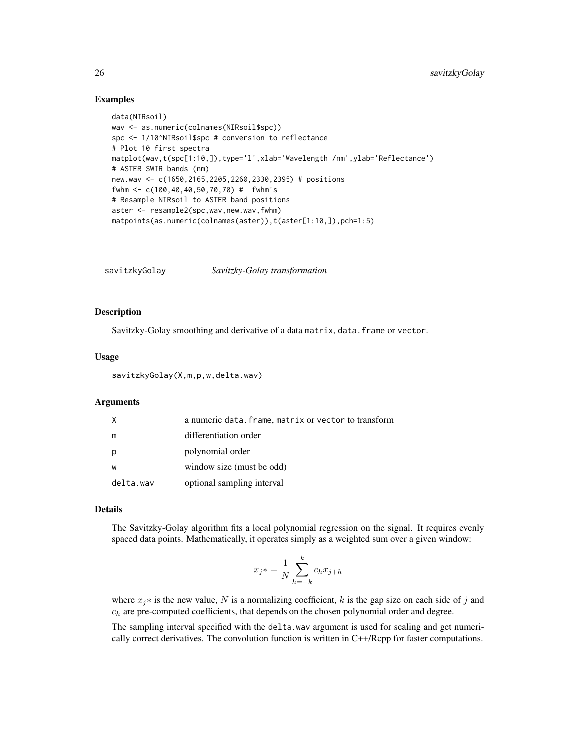## Examples

```
data(NIRsoil)
wav <- as.numeric(colnames(NIRsoil$spc))
spc <- 1/10^NIRsoil$spc # conversion to reflectance
# Plot 10 first spectra
matplot(wav,t(spc[1:10,]),type='l',xlab='Wavelength /nm',ylab='Reflectance')
# ASTER SWIR bands (nm)
new.wav <- c(1650,2165,2205,2260,2330,2395) # positions
fwhm <- c(100,40,40,50,70,70) #  fwhm's
# Resample NIRsoil to ASTER band positions
aster <- resample2(spc,wav,new.wav,fwhm)
matpoints(as.numeric(colnames(aster)),t(aster[1:10,]),pch=1:5)
```

---

# savitzkyGolay *Savitzky-Golay transformation*

---

## Description

Savitzky-Golay smoothing and derivative of a data `matrix`, `data.frame` or `vector`.

## Usage

```
savitzkyGolay(X,m,p,w,delta.wav)
```

## Arguments

| | |
|---|---|
| X | a numeric `data.frame`, `matrix` or `vector` to transform |
| m | differentiation order |
| p | polynomial order |
| w | window size (must be odd) |
| delta.wav | optional sampling interval |

## Details

The Savitzky-Golay algorithm fits a local polynomial regression on the signal. It requires evenly spaced data points. Mathematically, it operates simply as a weighted sum over a given window:

$$x_j* = \frac{1}{N} \sum_{h=-k}^{k} c_h x_{j+h}$$

where $x_j*$ is the new value, $N$ is a normalizing coefficient, $k$ is the gap size on each side of $j$ and $c_h$ are pre-computed coefficients, that depends on the chosen polynomial order and degree.

The sampling interval specified with the `delta.wav` argument is used for scaling and get numerically correct derivatives. The convolution function is written in C++/Rcpp for faster computations.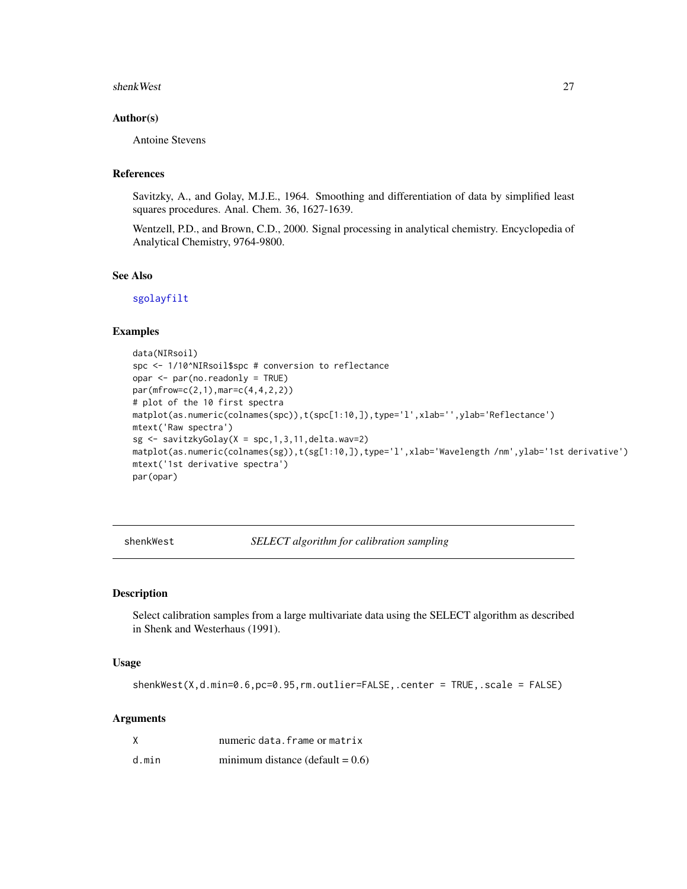## Author(s)

Antoine Stevens

## References

Savitzky, A., and Golay, M.J.E., 1964. Smoothing and differentiation of data by simplified least squares procedures. Anal. Chem. 36, 1627-1639.

Wentzell, P.D., and Brown, C.D., 2000. Signal processing in analytical chemistry. Encyclopedia of Analytical Chemistry, 9764-9800.

## See Also

sgolayfilt

## Examples

```
data(NIRsoil)
spc <- 1/10^NIRsoil$spc # conversion to reflectance
opar <- par(no.readonly = TRUE)
par(mfrow=c(2,1),mar=c(4,4,2,2))
# plot of the 10 first spectra
matplot(as.numeric(colnames(spc)),t(spc[1:10,]),type='l',xlab='',ylab='Reflectance')
mtext('Raw spectra')
sg <- savitzkyGolay(X = spc,1,3,11,delta.wav=2)
matplot(as.numeric(colnames(sg)),t(sg[1:10,]),type='l',xlab='Wavelength /nm',ylab='1st derivative')
mtext('1st derivative spectra')
par(opar)
```

---

# shenkWest *SELECT algorithm for calibration sampling*

## Description

Select calibration samples from a large multivariate data using the SELECT algorithm as described in Shenk and Westerhaus (1991).

## Usage

```
shenkWest(X,d.min=0.6,pc=0.95,rm.outlier=FALSE,.center = TRUE,.scale = FALSE)
```

## Arguments

| | |
|---|---|
| X | numeric data.frame or matrix |
| d.min | minimum distance (default = 0.6) |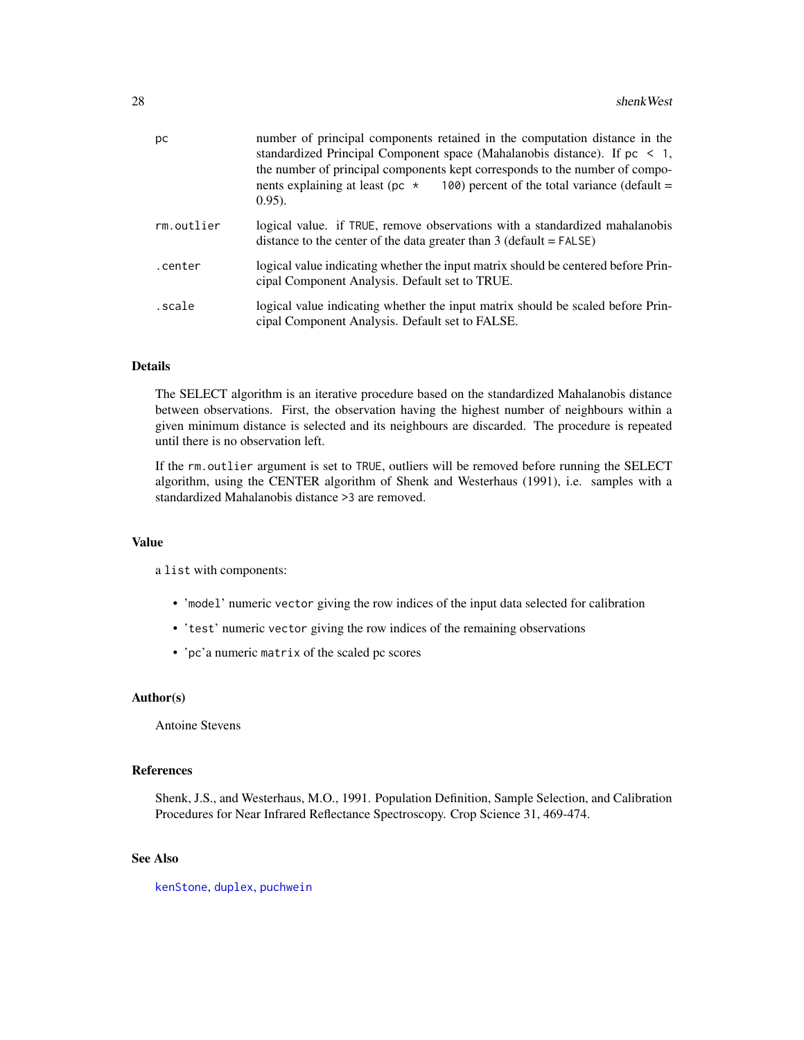| | |
|---|---|
| pc | number of principal components retained in the computation distance in the standardized Principal Component space (Mahalanobis distance). If `pc < 1`, the number of principal components kept corresponds to the number of components explaining at least (`pc * 100`) percent of the total variance (default = 0.95). |
| rm.outlier | logical value. if `TRUE`, remove observations with a standardized mahalanobis distance to the center of the data greater than 3 (default = `FALSE`) |
| .center | logical value indicating whether the input matrix should be centered before Principal Component Analysis. Default set to TRUE. |
| .scale | logical value indicating whether the input matrix should be scaled before Principal Component Analysis. Default set to FALSE. |

## Details

The SELECT algorithm is an iterative procedure based on the standardized Mahalanobis distance between observations. First, the observation having the highest number of neighbours within a given minimum distance is selected and its neighbours are discarded. The procedure is repeated until there is no observation left.

If the `rm.outlier` argument is set to `TRUE`, outliers will be removed before running the SELECT algorithm, using the CENTER algorithm of Shenk and Westerhaus (1991), i.e. samples with a standardized Mahalanobis distance `>3` are removed.

## Value

a `list` with components:

- '`model`' numeric `vector` giving the row indices of the input data selected for calibration
- '`test`' numeric `vector` giving the row indices of the remaining observations
- '`pc`'a numeric `matrix` of the scaled pc scores

## Author(s)

Antoine Stevens

## References

Shenk, J.S., and Westerhaus, M.O., 1991. Population Definition, Sample Selection, and Calibration Procedures for Near Infrared Reflectance Spectroscopy. Crop Science 31, 469-474.

## See Also

`kenStone`, `duplex`, `puchwein`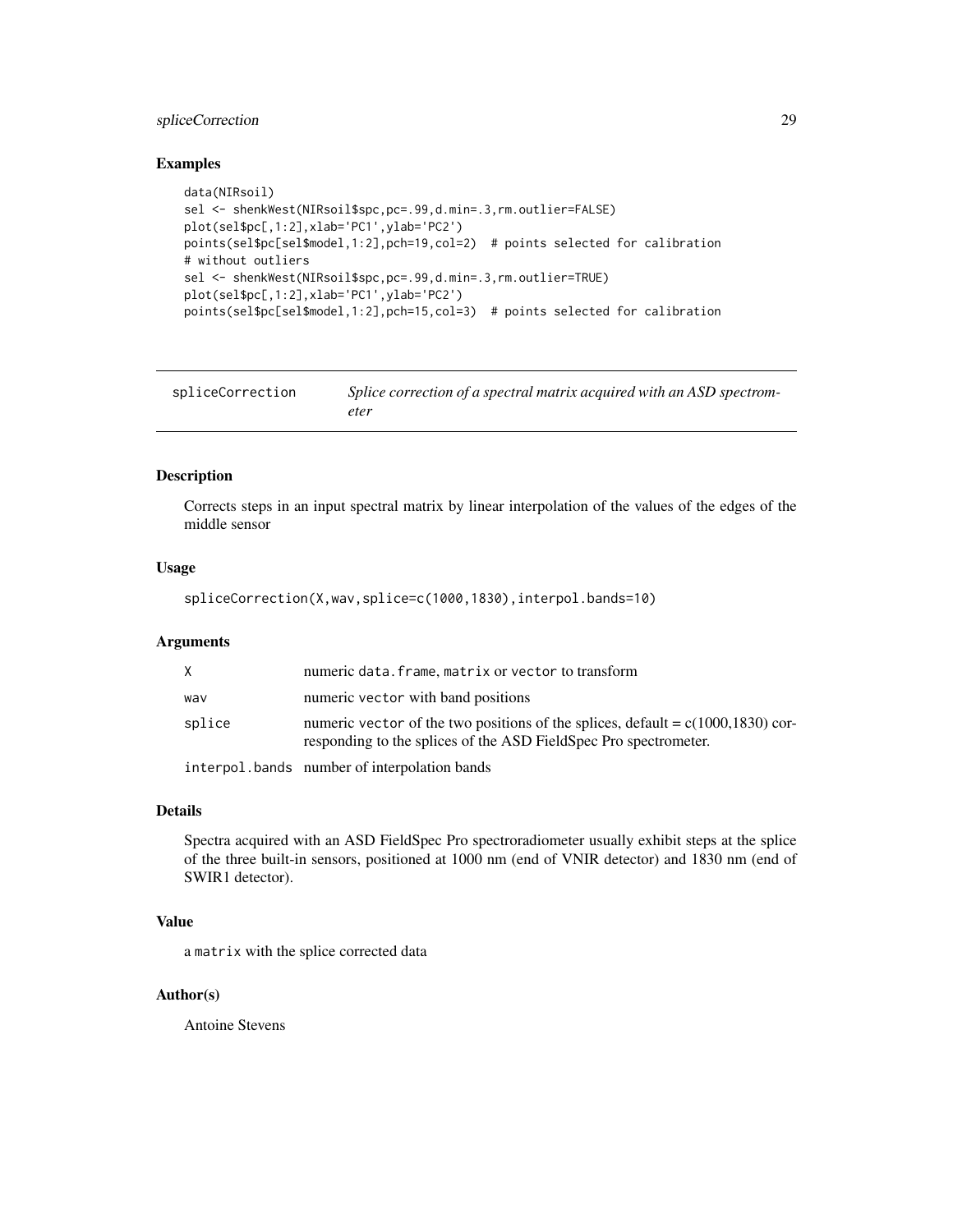## Examples

```
data(NIRsoil)
sel <- shenkWest(NIRsoil$spc,pc=.99,d.min=.3,rm.outlier=FALSE)
plot(sel$pc[,1:2],xlab='PC1',ylab='PC2')
points(sel$pc[sel$model,1:2],pch=19,col=2)  # points selected for calibration
# without outliers
sel <- shenkWest(NIRsoil$spc,pc=.99,d.min=.3,rm.outlier=TRUE)
plot(sel$pc[,1:2],xlab='PC1',ylab='PC2')
points(sel$pc[sel$model,1:2],pch=15,col=3)  # points selected for calibration
```

---

# spliceCorrection — *Splice correction of a spectral matrix acquired with an ASD spectrometer*

---

## Description

Corrects steps in an input spectral matrix by linear interpolation of the values of the edges of the middle sensor

## Usage

```
spliceCorrection(X,wav,splice=c(1000,1830),interpol.bands=10)
```

## Arguments

| | |
|---|---|
| `X` | numeric `data.frame`, `matrix` or `vector` to transform |
| `wav` | numeric `vector` with band positions |
| `splice` | numeric `vector` of the two positions of the splices, default = c(1000,1830) corresponding to the splices of the ASD FieldSpec Pro spectrometer. |
| `interpol.bands` | number of interpolation bands |

## Details

Spectra acquired with an ASD FieldSpec Pro spectroradiometer usually exhibit steps at the splice of the three built-in sensors, positioned at 1000 nm (end of VNIR detector) and 1830 nm (end of SWIR1 detector).

## Value

a `matrix` with the splice corrected data

## Author(s)

Antoine Stevens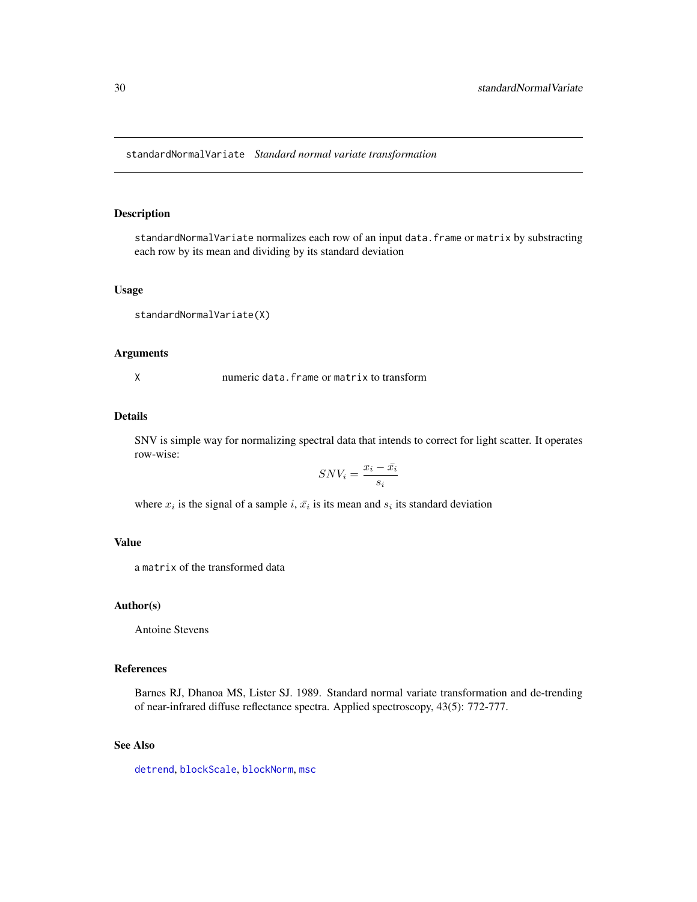## standardNormalVariate *Standard normal variate transformation*

### Description

standardNormalVariate normalizes each row of an input data.frame or matrix by substracting each row by its mean and dividing by its standard deviation

### Usage

```
standardNormalVariate(X)
```

### Arguments

X numeric data.frame or matrix to transform

### Details

SNV is simple way for normalizing spectral data that intends to correct for light scatter. It operates row-wise:

$$SNV_i = \frac{x_i - \bar{x_i}}{s_i}$$

where $x_i$ is the signal of a sample $i$, $\bar{x_i}$ is its mean and $s_i$ its standard deviation

### Value

a matrix of the transformed data

### Author(s)

Antoine Stevens

### References

Barnes RJ, Dhanoa MS, Lister SJ. 1989. Standard normal variate transformation and de-trending of near-infrared diffuse reflectance spectra. Applied spectroscopy, 43(5): 772-777.

### See Also

detrend, blockScale, blockNorm, msc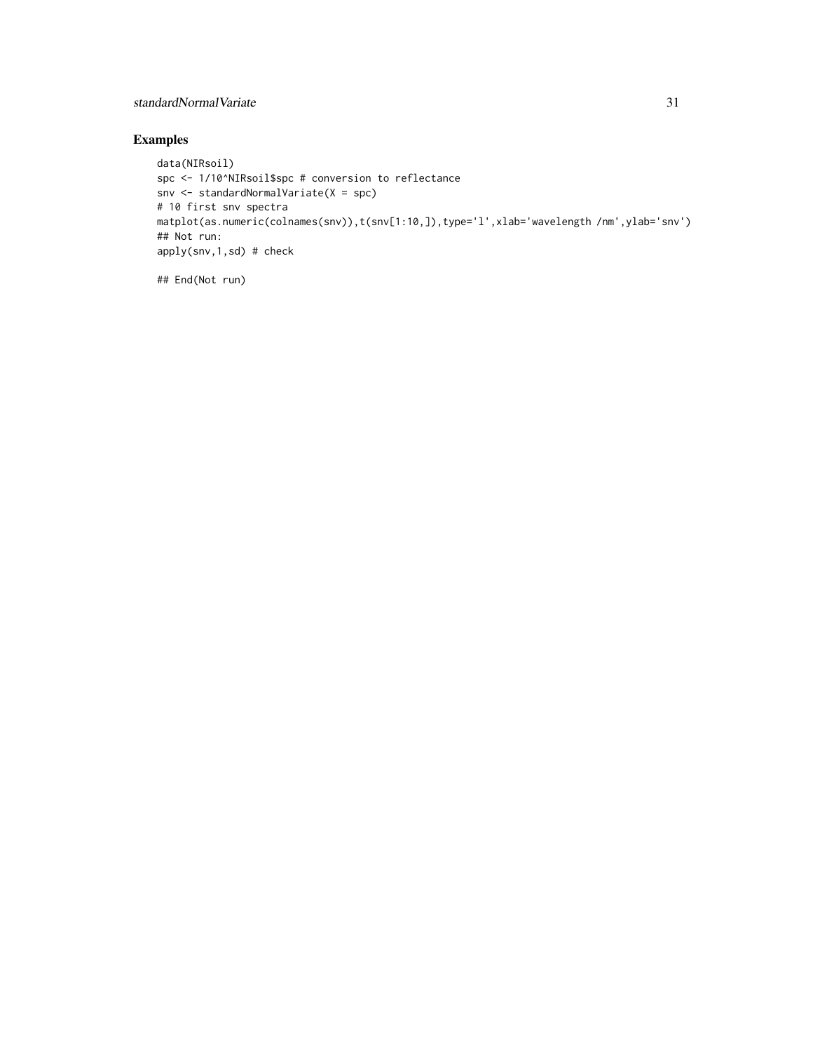## Examples

```
data(NIRsoil)
spc <- 1/10^NIRsoil$spc # conversion to reflectance
snv <- standardNormalVariate(X = spc)
# 10 first snv spectra
matplot(as.numeric(colnames(snv)),t(snv[1:10,]),type='l',xlab='wavelength /nm',ylab='snv')
## Not run:
apply(snv,1,sd) # check

## End(Not run)
```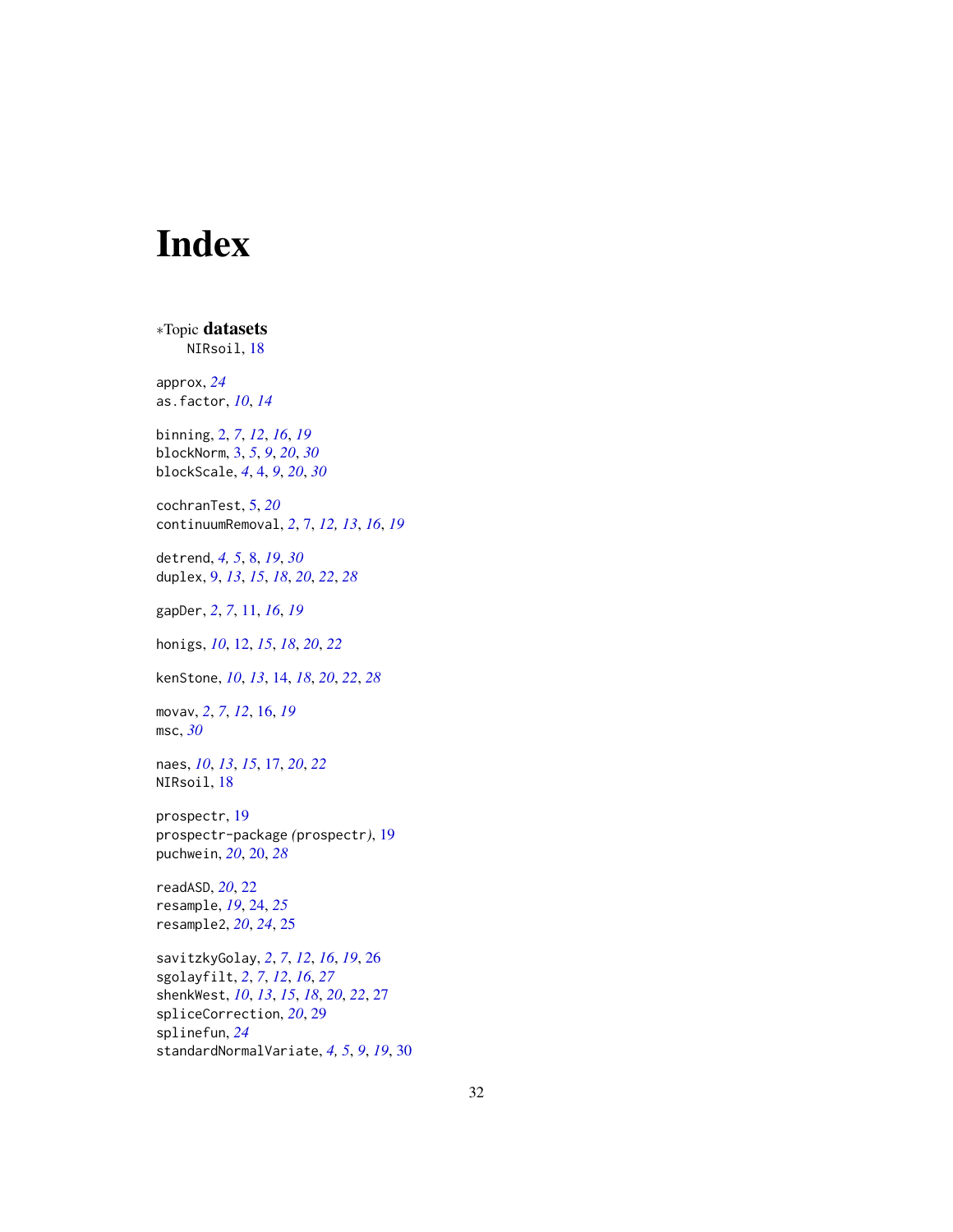# Index

∗Topic **datasets**
NIRsoil, 18

approx, *24*
as.factor, *10*, *14*

binning, 2, *7*, *12*, *16*, *19*
blockNorm, 3, *5*, *9*, *20*, *30*
blockScale, *4*, 4, *9*, *20*, *30*

cochranTest, 5, *20*
continuumRemoval, *2*, 7, *12, 13*, *16*, *19*

detrend, *4, 5*, 8, *19*, *30*
duplex, 9, *13*, *15*, *18*, *20*, *22*, *28*

gapDer, *2*, *7*, 11, *16*, *19*

honigs, *10*, 12, *15*, *18*, *20*, *22*

kenStone, *10*, *13*, 14, *18*, *20*, *22*, *28*

movav, *2*, *7*, *12*, 16, *19*
msc, *30*

naes, *10*, *13*, *15*, 17, *20*, *22*
NIRsoil, 18

prospectr, 19
prospectr-package *(*prospectr*)*, 19
puchwein, *20*, 20, *28*

readASD, *20*, 22
resample, *19*, 24, *25*
resample2, *20*, *24*, 25

savitzkyGolay, *2*, *7*, *12*, *16*, *19*, 26
sgolayfilt, *2*, *7*, *12*, *16*, *27*
shenkWest, *10*, *13*, *15*, *18*, *20*, *22*, 27
spliceCorrection, *20*, 29
splinefun, *24*
standardNormalVariate, *4, 5*, *9*, *19*, 30